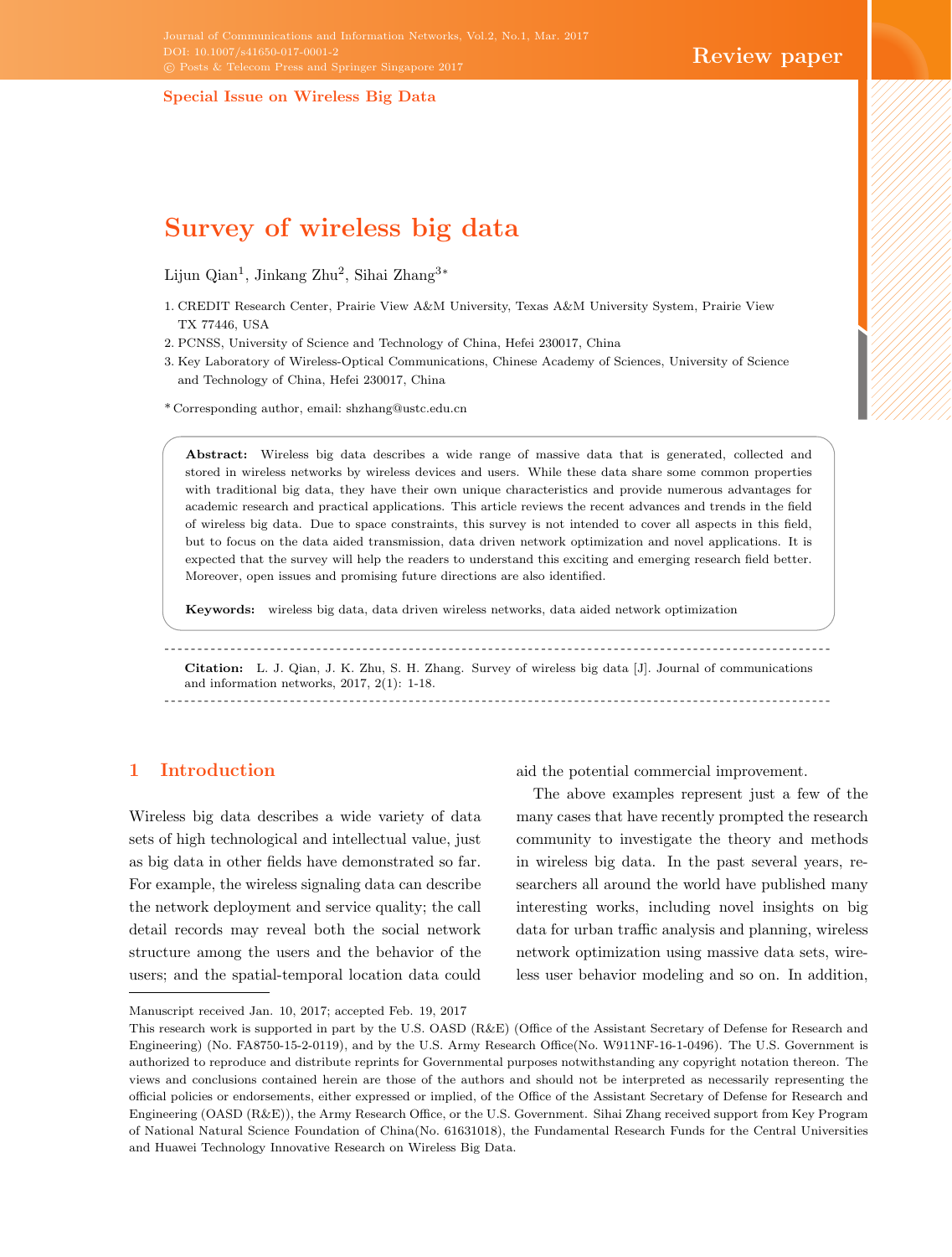Special Issue on Wireless Big Data

# Survey of wireless big data

Lijun Qian[1], Jinkang Zhu[2], Sihai Zhang[3*]

1. CREDIT Research Center, Prairie View A&M University, Texas A&M University System, Prairie View TX 77446, USA
2. PCNSS, University of Science and Technology of China, Hefei 230017, China
3. Key Laboratory of Wireless-Optical Communications, Chinese Academy of Sciences, University of Science and Technology of China, Hefei 230017, China

* Corresponding author, email: shzhang@ustc.edu.cn

**Abstract:** Wireless big data describes a wide range of massive data that is generated, collected and stored in wireless networks by wireless devices and users. While these data share some common properties with traditional big data, they have their own unique characteristics and provide numerous advantages for academic research and practical applications. This article reviews the recent advances and trends in the field of wireless big data. Due to space constraints, this survey is not intended to cover all aspects in this field, but to focus on the data aided transmission, data driven network optimization and novel applications. It is expected that the survey will help the readers to understand this exciting and emerging research field better. Moreover, open issues and promising future directions are also identified.

**Keywords:** wireless big data, data driven wireless networks, data aided network optimization

**Citation:** L. J. Qian, J. K. Zhu, S. H. Zhang. Survey of wireless big data [J]. Journal of communications and information networks, 2017, 2(1): 1-18.

## 1 Introduction

Wireless big data describes a wide variety of data sets of high technological and intellectual value, just as big data in other fields have demonstrated so far. For example, the wireless signaling data can describe the network deployment and service quality; the call detail records may reveal both the social network structure among the users and the behavior of the users; and the spatial-temporal location data could aid the potential commercial improvement.

The above examples represent just a few of the many cases that have recently prompted the research community to investigate the theory and methods in wireless big data. In the past several years, researchers all around the world have published many interesting works, including novel insights on big data for urban traffic analysis and planning, wireless network optimization using massive data sets, wireless user behavior modeling and so on. In addition,

Manuscript received Jan. 10, 2017; accepted Feb. 19, 2017

This research work is supported in part by the U.S. OASD (R&E) (Office of the Assistant Secretary of Defense for Research and Engineering) (No. FA8750-15-2-0119), and by the U.S. Army Research Office(No. W911NF-16-1-0496). The U.S. Government is authorized to reproduce and distribute reprints for Governmental purposes notwithstanding any copyright notation thereon. The views and conclusions contained herein are those of the authors and should not be interpreted as necessarily representing the official policies or endorsements, either expressed or implied, of the Office of the Assistant Secretary of Defense for Research and Engineering (OASD (R&E)), the Army Research Office, or the U.S. Government. Sihai Zhang received support from Key Program of National Natural Science Foundation of China(No. 61631018), the Fundamental Research Funds for the Central Universities and Huawei Technology Innovative Research on Wireless Big Data.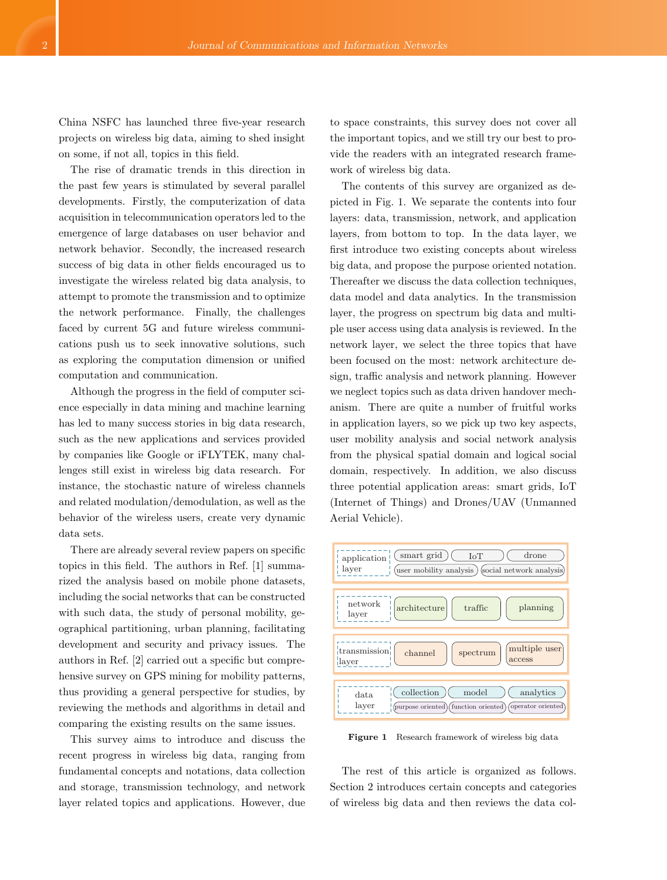China NSFC has launched three five-year research projects on wireless big data, aiming to shed insight on some, if not all, topics in this field.

The rise of dramatic trends in this direction in the past few years is stimulated by several parallel developments. Firstly, the computerization of data acquisition in telecommunication operators led to the emergence of large databases on user behavior and network behavior. Secondly, the increased research success of big data in other fields encouraged us to investigate the wireless related big data analysis, to attempt to promote the transmission and to optimize the network performance. Finally, the challenges faced by current 5G and future wireless communications push us to seek innovative solutions, such as exploring the computation dimension or unified computation and communication.

Although the progress in the field of computer science especially in data mining and machine learning has led to many success stories in big data research, such as the new applications and services provided by companies like Google or iFLYTEK, many challenges still exist in wireless big data research. For instance, the stochastic nature of wireless channels and related modulation/demodulation, as well as the behavior of the wireless users, create very dynamic data sets.

There are already several review papers on specific topics in this field. The authors in Ref. [1] summarized the analysis based on mobile phone datasets, including the social networks that can be constructed with such data, the study of personal mobility, geographical partitioning, urban planning, facilitating development and security and privacy issues. The authors in Ref. [2] carried out a specific but comprehensive survey on GPS mining for mobility patterns, thus providing a general perspective for studies, by reviewing the methods and algorithms in detail and comparing the existing results on the same issues.

This survey aims to introduce and discuss the recent progress in wireless big data, ranging from fundamental concepts and notations, data collection and storage, transmission technology, and network layer related topics and applications. However, due to space constraints, this survey does not cover all the important topics, and we still try our best to provide the readers with an integrated research framework of wireless big data.

The contents of this survey are organized as depicted in Fig. 1. We separate the contents into four layers: data, transmission, network, and application layers, from bottom to top. In the data layer, we first introduce two existing concepts about wireless big data, and propose the purpose oriented notation. Thereafter we discuss the data collection techniques, data model and data analytics. In the transmission layer, the progress on spectrum big data and multiple user access using data analysis is reviewed. In the network layer, we select the three topics that have been focused on the most: network architecture design, traffic analysis and network planning. However we neglect topics such as data driven handover mechanism. There are quite a number of fruitful works in application layers, so we pick up two key aspects, user mobility analysis and social network analysis from the physical spatial domain and logical social domain, respectively. In addition, we also discuss three potential application areas: smart grids, IoT (Internet of Things) and Drones/UAV (Unmanned Aerial Vehicle).

| Layer | Topics | | |
|---|---|---|---|
| application layer | smart grid | IoT | drone |
| | user mobility analysis | social network analysis | |
| network layer | architecture | traffic | planning |
| transmission layer | channel | spectrum | multiple user access |
| data layer | collection | model | analytics |
| | purpose oriented | function oriented | operator oriented |

**Figure 1** Research framework of wireless big data

The rest of this article is organized as follows. Section 2 introduces certain concepts and categories of wireless big data and then reviews the data col-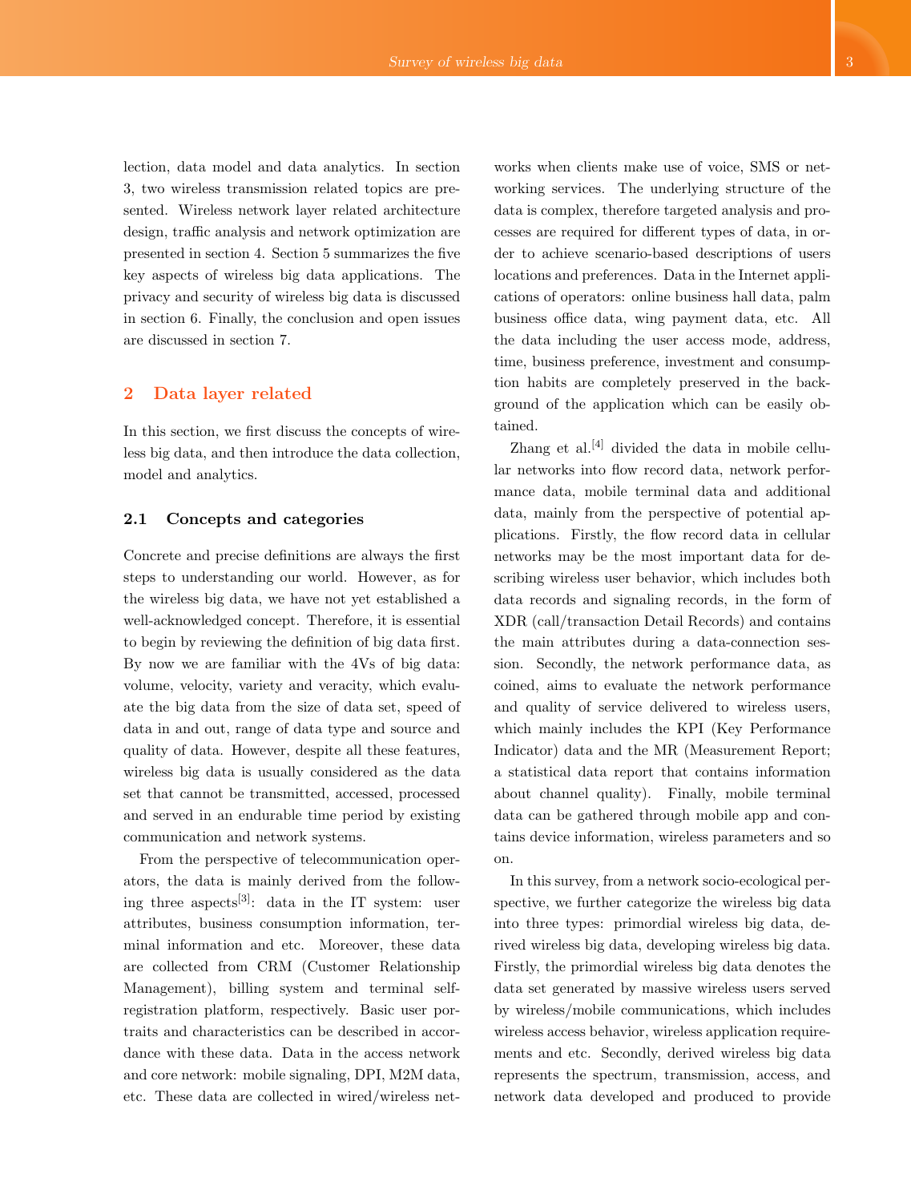lection, data model and data analytics. In section 3, two wireless transmission related topics are presented. Wireless network layer related architecture design, traffic analysis and network optimization are presented in section 4. Section 5 summarizes the five key aspects of wireless big data applications. The privacy and security of wireless big data is discussed in section 6. Finally, the conclusion and open issues are discussed in section 7.

## 2 Data layer related

In this section, we first discuss the concepts of wireless big data, and then introduce the data collection, model and analytics.

### 2.1 Concepts and categories

Concrete and precise definitions are always the first steps to understanding our world. However, as for the wireless big data, we have not yet established a well-acknowledged concept. Therefore, it is essential to begin by reviewing the definition of big data first. By now we are familiar with the 4Vs of big data: volume, velocity, variety and veracity, which evaluate the big data from the size of data set, speed of data in and out, range of data type and source and quality of data. However, despite all these features, wireless big data is usually considered as the data set that cannot be transmitted, accessed, processed and served in an endurable time period by existing communication and network systems.

From the perspective of telecommunication operators, the data is mainly derived from the following three aspects[3]: data in the IT system: user attributes, business consumption information, terminal information and etc. Moreover, these data are collected from CRM (Customer Relationship Management), billing system and terminal self-registration platform, respectively. Basic user portraits and characteristics can be described in accordance with these data. Data in the access network and core network: mobile signaling, DPI, M2M data, etc. These data are collected in wired/wireless networks when clients make use of voice, SMS or networking services. The underlying structure of the data is complex, therefore targeted analysis and processes are required for different types of data, in order to achieve scenario-based descriptions of users locations and preferences. Data in the Internet applications of operators: online business hall data, palm business office data, wing payment data, etc. All the data including the user access mode, address, time, business preference, investment and consumption habits are completely preserved in the background of the application which can be easily obtained.

Zhang et al.[4] divided the data in mobile cellular networks into flow record data, network performance data, mobile terminal data and additional data, mainly from the perspective of potential applications. Firstly, the flow record data in cellular networks may be the most important data for describing wireless user behavior, which includes both data records and signaling records, in the form of XDR (call/transaction Detail Records) and contains the main attributes during a data-connection session. Secondly, the network performance data, as coined, aims to evaluate the network performance and quality of service delivered to wireless users, which mainly includes the KPI (Key Performance Indicator) data and the MR (Measurement Report; a statistical data report that contains information about channel quality). Finally, mobile terminal data can be gathered through mobile app and contains device information, wireless parameters and so on.

In this survey, from a network socio-ecological perspective, we further categorize the wireless big data into three types: primordial wireless big data, derived wireless big data, developing wireless big data. Firstly, the primordial wireless big data denotes the data set generated by massive wireless users served by wireless/mobile communications, which includes wireless access behavior, wireless application requirements and etc. Secondly, derived wireless big data represents the spectrum, transmission, access, and network data developed and produced to provide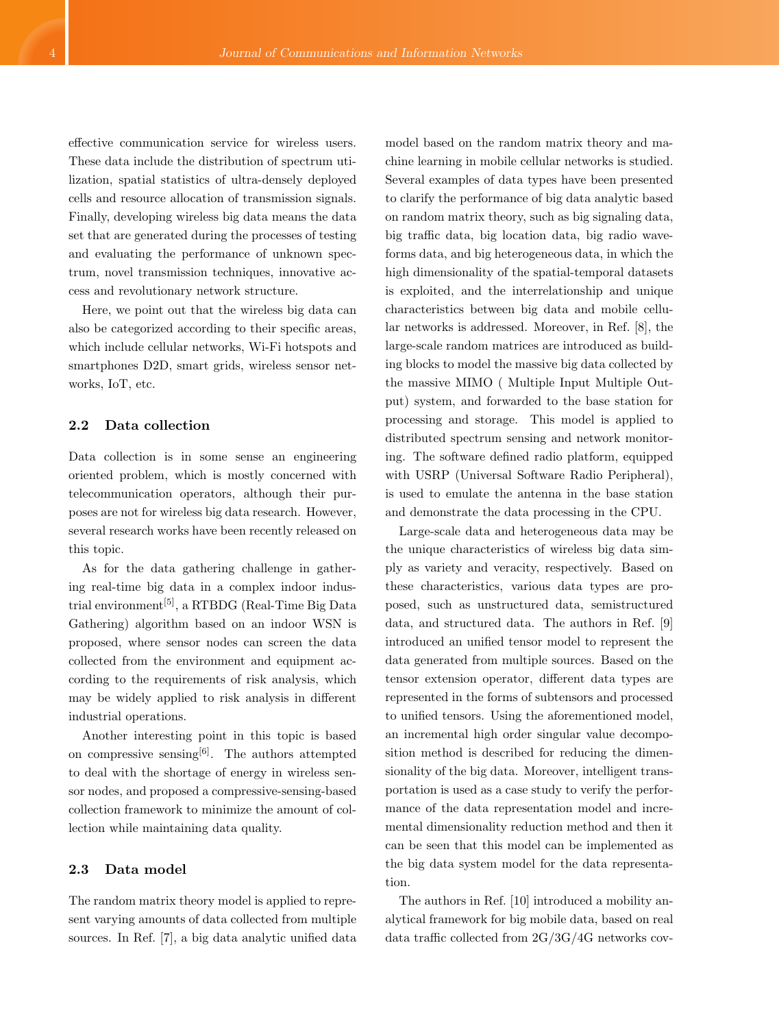effective communication service for wireless users. These data include the distribution of spectrum utilization, spatial statistics of ultra-densely deployed cells and resource allocation of transmission signals. Finally, developing wireless big data means the data set that are generated during the processes of testing and evaluating the performance of unknown spectrum, novel transmission techniques, innovative access and revolutionary network structure.

Here, we point out that the wireless big data can also be categorized according to their specific areas, which include cellular networks, Wi-Fi hotspots and smartphones D2D, smart grids, wireless sensor networks, IoT, etc.

### 2.2 Data collection

Data collection is in some sense an engineering oriented problem, which is mostly concerned with telecommunication operators, although their purposes are not for wireless big data research. However, several research works have been recently released on this topic.

As for the data gathering challenge in gathering real-time big data in a complex indoor industrial environment[5], a RTBDG (Real-Time Big Data Gathering) algorithm based on an indoor WSN is proposed, where sensor nodes can screen the data collected from the environment and equipment according to the requirements of risk analysis, which may be widely applied to risk analysis in different industrial operations.

Another interesting point in this topic is based on compressive sensing[6]. The authors attempted to deal with the shortage of energy in wireless sensor nodes, and proposed a compressive-sensing-based collection framework to minimize the amount of collection while maintaining data quality.

### 2.3 Data model

The random matrix theory model is applied to represent varying amounts of data collected from multiple sources. In Ref. [7], a big data analytic unified data model based on the random matrix theory and machine learning in mobile cellular networks is studied. Several examples of data types have been presented to clarify the performance of big data analytic based on random matrix theory, such as big signaling data, big traffic data, big location data, big radio waveforms data, and big heterogeneous data, in which the high dimensionality of the spatial-temporal datasets is exploited, and the interrelationship and unique characteristics between big data and mobile cellular networks is addressed. Moreover, in Ref. [8], the large-scale random matrices are introduced as building blocks to model the massive big data collected by the massive MIMO ( Multiple Input Multiple Output) system, and forwarded to the base station for processing and storage. This model is applied to distributed spectrum sensing and network monitoring. The software defined radio platform, equipped with USRP (Universal Software Radio Peripheral), is used to emulate the antenna in the base station and demonstrate the data processing in the CPU.

Large-scale data and heterogeneous data may be the unique characteristics of wireless big data simply as variety and veracity, respectively. Based on these characteristics, various data types are proposed, such as unstructured data, semistructured data, and structured data. The authors in Ref. [9] introduced an unified tensor model to represent the data generated from multiple sources. Based on the tensor extension operator, different data types are represented in the forms of subtensors and processed to unified tensors. Using the aforementioned model, an incremental high order singular value decomposition method is described for reducing the dimensionality of the big data. Moreover, intelligent transportation is used as a case study to verify the performance of the data representation model and incremental dimensionality reduction method and then it can be seen that this model can be implemented as the big data system model for the data representation.

The authors in Ref. [10] introduced a mobility analytical framework for big mobile data, based on real data traffic collected from 2G/3G/4G networks cov-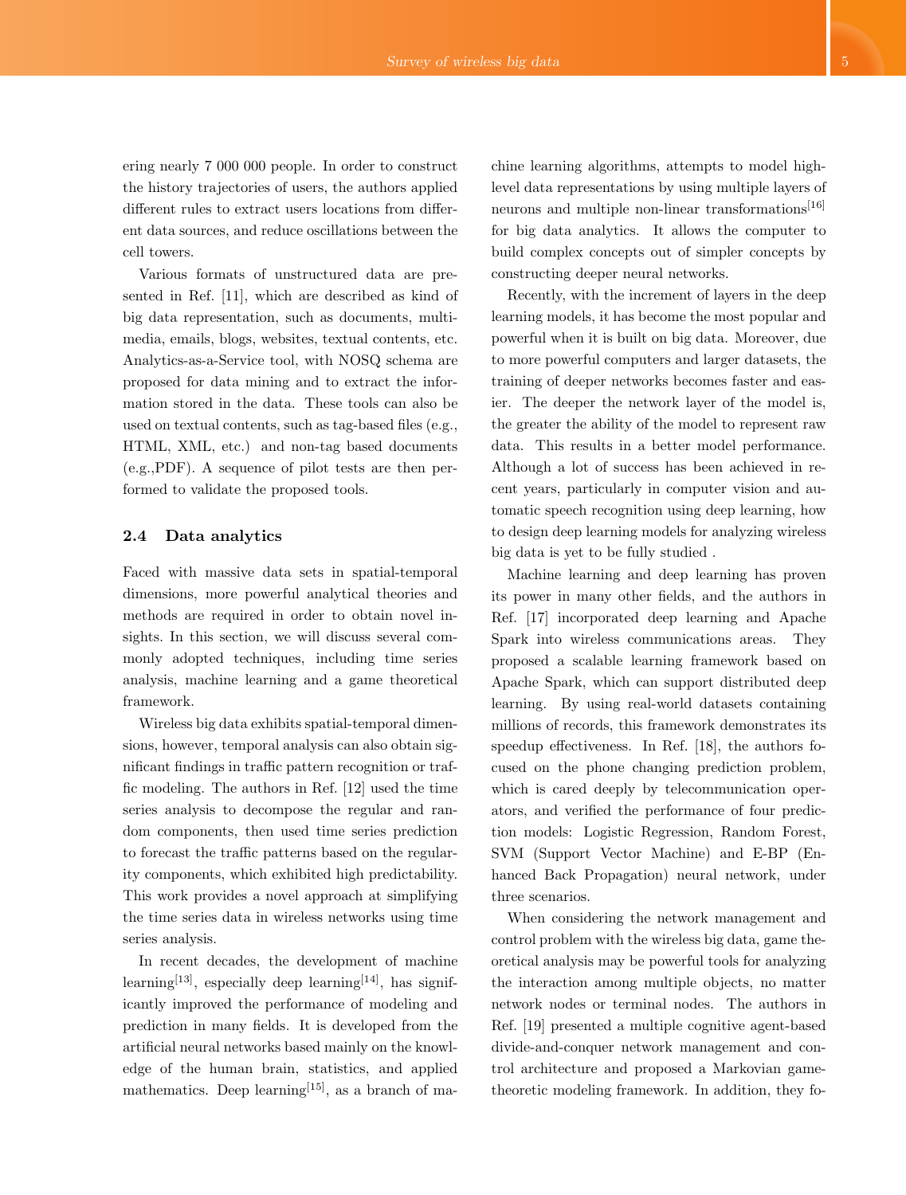ering nearly 7 000 000 people. In order to construct the history trajectories of users, the authors applied different rules to extract users locations from different data sources, and reduce oscillations between the cell towers.

Various formats of unstructured data are presented in Ref. [11], which are described as kind of big data representation, such as documents, multimedia, emails, blogs, websites, textual contents, etc. Analytics-as-a-Service tool, with NOSQ schema are proposed for data mining and to extract the information stored in the data. These tools can also be used on textual contents, such as tag-based files (e.g., HTML, XML, etc.) and non-tag based documents (e.g.,PDF). A sequence of pilot tests are then performed to validate the proposed tools.

### 2.4 Data analytics

Faced with massive data sets in spatial-temporal dimensions, more powerful analytical theories and methods are required in order to obtain novel insights. In this section, we will discuss several commonly adopted techniques, including time series analysis, machine learning and a game theoretical framework.

Wireless big data exhibits spatial-temporal dimensions, however, temporal analysis can also obtain significant findings in traffic pattern recognition or traffic modeling. The authors in Ref. [12] used the time series analysis to decompose the regular and random components, then used time series prediction to forecast the traffic patterns based on the regularity components, which exhibited high predictability. This work provides a novel approach at simplifying the time series data in wireless networks using time series analysis.

In recent decades, the development of machine learning[13], especially deep learning[14], has significantly improved the performance of modeling and prediction in many fields. It is developed from the artificial neural networks based mainly on the knowledge of the human brain, statistics, and applied mathematics. Deep learning[15], as a branch of machine learning algorithms, attempts to model high-level data representations by using multiple layers of neurons and multiple non-linear transformations[16] for big data analytics. It allows the computer to build complex concepts out of simpler concepts by constructing deeper neural networks.

Recently, with the increment of layers in the deep learning models, it has become the most popular and powerful when it is built on big data. Moreover, due to more powerful computers and larger datasets, the training of deeper networks becomes faster and easier. The deeper the network layer of the model is, the greater the ability of the model to represent raw data. This results in a better model performance. Although a lot of success has been achieved in recent years, particularly in computer vision and automatic speech recognition using deep learning, how to design deep learning models for analyzing wireless big data is yet to be fully studied .

Machine learning and deep learning has proven its power in many other fields, and the authors in Ref. [17] incorporated deep learning and Apache Spark into wireless communications areas. They proposed a scalable learning framework based on Apache Spark, which can support distributed deep learning. By using real-world datasets containing millions of records, this framework demonstrates its speedup effectiveness. In Ref. [18], the authors focused on the phone changing prediction problem, which is cared deeply by telecommunication operators, and verified the performance of four prediction models: Logistic Regression, Random Forest, SVM (Support Vector Machine) and E-BP (Enhanced Back Propagation) neural network, under three scenarios.

When considering the network management and control problem with the wireless big data, game theoretical analysis may be powerful tools for analyzing the interaction among multiple objects, no matter network nodes or terminal nodes. The authors in Ref. [19] presented a multiple cognitive agent-based divide-and-conquer network management and control architecture and proposed a Markovian game-theoretic modeling framework. In addition, they fo-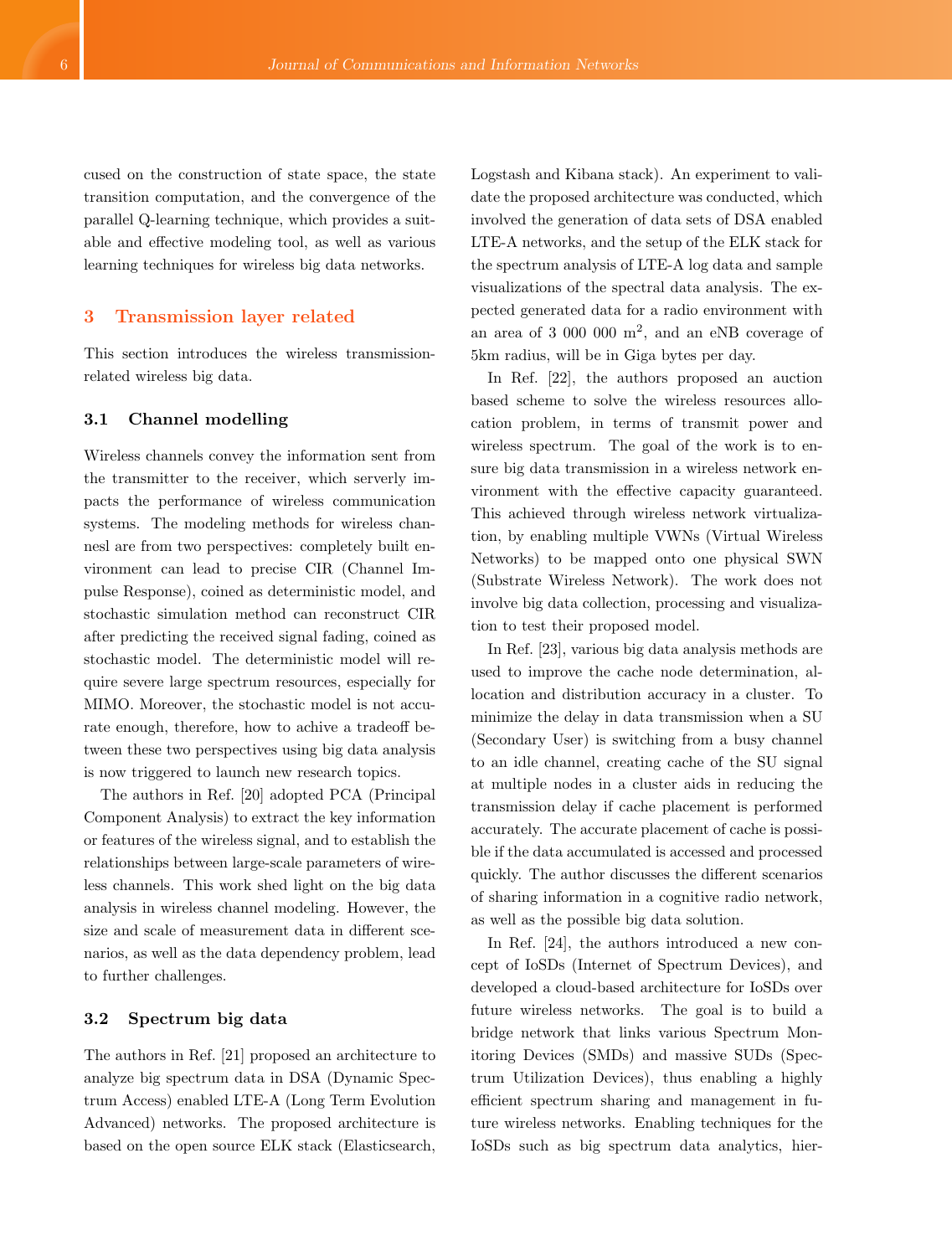cused on the construction of state space, the state transition computation, and the convergence of the parallel Q-learning technique, which provides a suitable and effective modeling tool, as well as various learning techniques for wireless big data networks.

## 3 Transmission layer related

This section introduces the wireless transmission-related wireless big data.

### 3.1 Channel modelling

Wireless channels convey the information sent from the transmitter to the receiver, which serverly impacts the performance of wireless communication systems. The modeling methods for wireless chanensl are from two perspectives: completely built environment can lead to precise CIR (Channel Impulse Response), coined as deterministic model, and stochastic simulation method can reconstruct CIR after predicting the received signal fading, coined as stochastic model. The deterministic model will require severe large spectrum resources, especially for MIMO. Moreover, the stochastic model is not accurate enough, therefore, how to achive a tradeoff between these two perspectives using big data analysis is now triggered to launch new research topics.

The authors in Ref. [20] adopted PCA (Principal Component Analysis) to extract the key information or features of the wireless signal, and to establish the relationships between large-scale parameters of wireless channels. This work shed light on the big data analysis in wireless channel modeling. However, the size and scale of measurement data in different scenarios, as well as the data dependency problem, lead to further challenges.

### 3.2 Spectrum big data

The authors in Ref. [21] proposed an architecture to analyze big spectrum data in DSA (Dynamic Spectrum Access) enabled LTE-A (Long Term Evolution Advanced) networks. The proposed architecture is based on the open source ELK stack (Elasticsearch, Logstash and Kibana stack). An experiment to validate the proposed architecture was conducted, which involved the generation of data sets of DSA enabled LTE-A networks, and the setup of the ELK stack for the spectrum analysis of LTE-A log data and sample visualizations of the spectral data analysis. The expected generated data for a radio environment with an area of 3 000 000 $m^2$, and an eNB coverage of 5km radius, will be in Giga bytes per day.

In Ref. [22], the authors proposed an auction based scheme to solve the wireless resources allocation problem, in terms of transmit power and wireless spectrum. The goal of the work is to ensure big data transmission in a wireless network environment with the effective capacity guaranteed. This achieved through wireless network virtualization, by enabling multiple VWNs (Virtual Wireless Networks) to be mapped onto one physical SWN (Substrate Wireless Network). The work does not involve big data collection, processing and visualization to test their proposed model.

In Ref. [23], various big data analysis methods are used to improve the cache node determination, allocation and distribution accuracy in a cluster. To minimize the delay in data transmission when a SU (Secondary User) is switching from a busy channel to an idle channel, creating cache of the SU signal at multiple nodes in a cluster aids in reducing the transmission delay if cache placement is performed accurately. The accurate placement of cache is possible if the data accumulated is accessed and processed quickly. The author discusses the different scenarios of sharing information in a cognitive radio network, as well as the possible big data solution.

In Ref. [24], the authors introduced a new concept of IoSDs (Internet of Spectrum Devices), and developed a cloud-based architecture for IoSDs over future wireless networks. The goal is to build a bridge network that links various Spectrum Monitoring Devices (SMDs) and massive SUDs (Spectrum Utilization Devices), thus enabling a highly efficient spectrum sharing and management in future wireless networks. Enabling techniques for the IoSDs such as big spectrum data analytics, hier-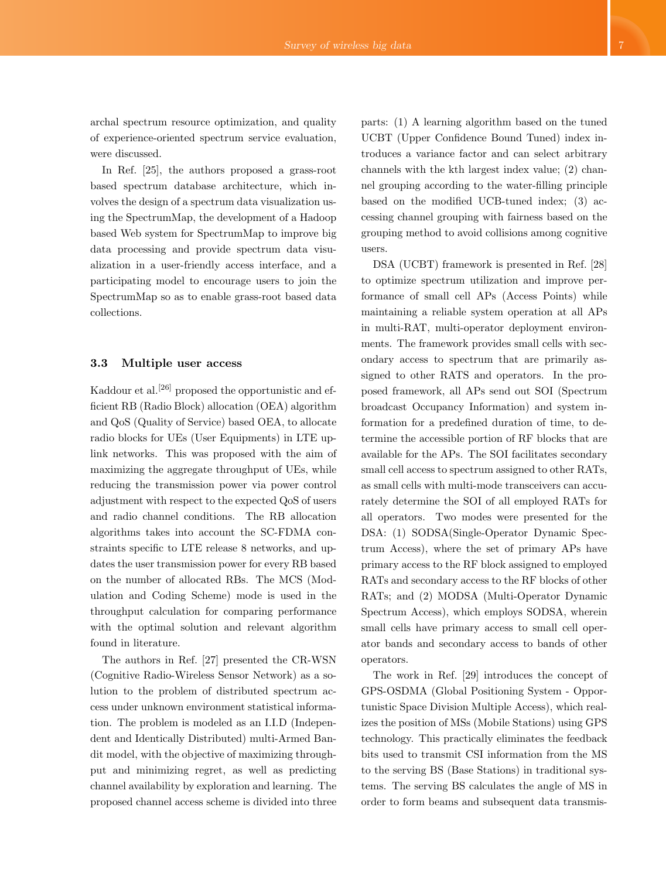archal spectrum resource optimization, and quality of experience-oriented spectrum service evaluation, were discussed.

In Ref. [25], the authors proposed a grass-root based spectrum database architecture, which involves the design of a spectrum data visualization using the SpectrumMap, the development of a Hadoop based Web system for SpectrumMap to improve big data processing and provide spectrum data visualization in a user-friendly access interface, and a participating model to encourage users to join the SpectrumMap so as to enable grass-root based data collections.

### 3.3 Multiple user access

Kaddour et al.[26] proposed the opportunistic and efficient RB (Radio Block) allocation (OEA) algorithm and QoS (Quality of Service) based OEA, to allocate radio blocks for UEs (User Equipments) in LTE uplink networks. This was proposed with the aim of maximizing the aggregate throughput of UEs, while reducing the transmission power via power control adjustment with respect to the expected QoS of users and radio channel conditions. The RB allocation algorithms takes into account the SC-FDMA constraints specific to LTE release 8 networks, and updates the user transmission power for every RB based on the number of allocated RBs. The MCS (Modulation and Coding Scheme) mode is used in the throughput calculation for comparing performance with the optimal solution and relevant algorithm found in literature.

The authors in Ref. [27] presented the CR-WSN (Cognitive Radio-Wireless Sensor Network) as a solution to the problem of distributed spectrum access under unknown environment statistical information. The problem is modeled as an I.I.D (Independent and Identically Distributed) multi-Armed Bandit model, with the objective of maximizing throughput and minimizing regret, as well as predicting channel availability by exploration and learning. The proposed channel access scheme is divided into three parts: (1) A learning algorithm based on the tuned UCBT (Upper Confidence Bound Tuned) index introduces a variance factor and can select arbitrary channels with the kth largest index value; (2) channel grouping according to the water-filling principle based on the modified UCB-tuned index; (3) accessing channel grouping with fairness based on the grouping method to avoid collisions among cognitive users.

DSA (UCBT) framework is presented in Ref. [28] to optimize spectrum utilization and improve performance of small cell APs (Access Points) while maintaining a reliable system operation at all APs in multi-RAT, multi-operator deployment environments. The framework provides small cells with secondary access to spectrum that are primarily assigned to other RATS and operators. In the proposed framework, all APs send out SOI (Spectrum broadcast Occupancy Information) and system information for a predefined duration of time, to determine the accessible portion of RF blocks that are available for the APs. The SOI facilitates secondary small cell access to spectrum assigned to other RATs, as small cells with multi-mode transceivers can accurately determine the SOI of all employed RATs for all operators. Two modes were presented for the DSA: (1) SODSA(Single-Operator Dynamic Spectrum Access), where the set of primary APs have primary access to the RF block assigned to employed RATs and secondary access to the RF blocks of other RATs; and (2) MODSA (Multi-Operator Dynamic Spectrum Access), which employs SODSA, wherein small cells have primary access to small cell operator bands and secondary access to bands of other operators.

The work in Ref. [29] introduces the concept of GPS-OSDMA (Global Positioning System - Opportunistic Space Division Multiple Access), which realizes the position of MSs (Mobile Stations) using GPS technology. This practically eliminates the feedback bits used to transmit CSI information from the MS to the serving BS (Base Stations) in traditional systems. The serving BS calculates the angle of MS in order to form beams and subsequent data transmis-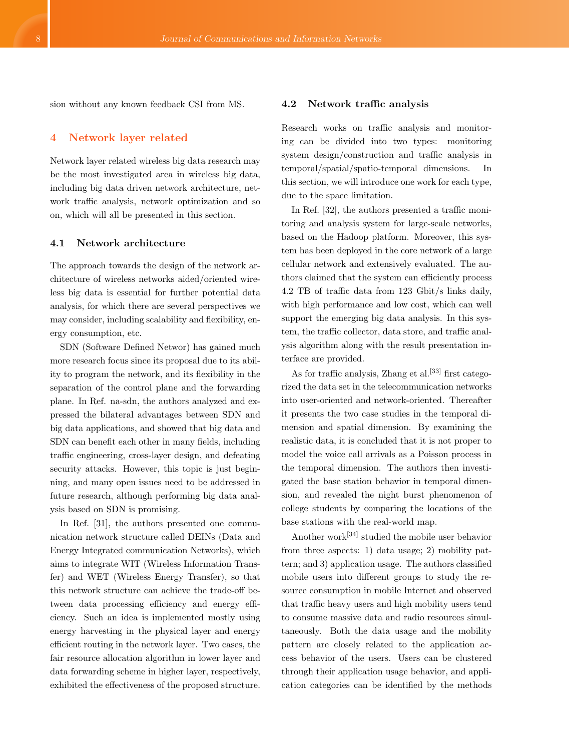sion without any known feedback CSI from MS.

## 4 Network layer related

Network layer related wireless big data research may be the most investigated area in wireless big data, including big data driven network architecture, network traffic analysis, network optimization and so on, which will all be presented in this section.

### 4.1 Network architecture

The approach towards the design of the network architecture of wireless networks aided/oriented wireless big data is essential for further potential data analysis, for which there are several perspectives we may consider, including scalability and flexibility, energy consumption, etc.

SDN (Software Defined Networ) has gained much more research focus since its proposal due to its ability to program the network, and its flexibility in the separation of the control plane and the forwarding plane. In Ref. na-sdn, the authors analyzed and expressed the bilateral advantages between SDN and big data applications, and showed that big data and SDN can benefit each other in many fields, including traffic engineering, cross-layer design, and defeating security attacks. However, this topic is just beginning, and many open issues need to be addressed in future research, although performing big data analysis based on SDN is promising.

In Ref. [31], the authors presented one communication network structure called DEINs (Data and Energy Integrated communication Networks), which aims to integrate WIT (Wireless Information Transfer) and WET (Wireless Energy Transfer), so that this network structure can achieve the trade-off between data processing efficiency and energy efficiency. Such an idea is implemented mostly using energy harvesting in the physical layer and energy efficient routing in the network layer. Two cases, the fair resource allocation algorithm in lower layer and data forwarding scheme in higher layer, respectively, exhibited the effectiveness of the proposed structure.

### 4.2 Network traffic analysis

Research works on traffic analysis and monitoring can be divided into two types: monitoring system design/construction and traffic analysis in temporal/spatial/spatio-temporal dimensions. In this section, we will introduce one work for each type, due to the space limitation.

In Ref. [32], the authors presented a traffic monitoring and analysis system for large-scale networks, based on the Hadoop platform. Moreover, this system has been deployed in the core network of a large cellular network and extensively evaluated. The authors claimed that the system can efficiently process 4.2 TB of traffic data from 123 Gbit/s links daily, with high performance and low cost, which can well support the emerging big data analysis. In this system, the traffic collector, data store, and traffic analysis algorithm along with the result presentation interface are provided.

As for traffic analysis, Zhang et al.[33] first categorized the data set in the telecommunication networks into user-oriented and network-oriented. Thereafter it presents the two case studies in the temporal dimension and spatial dimension. By examining the realistic data, it is concluded that it is not proper to model the voice call arrivals as a Poisson process in the temporal dimension. The authors then investigated the base station behavior in temporal dimension, and revealed the night burst phenomenon of college students by comparing the locations of the base stations with the real-world map.

Another work[34] studied the mobile user behavior from three aspects: 1) data usage; 2) mobility pattern; and 3) application usage. The authors classified mobile users into different groups to study the resource consumption in mobile Internet and observed that traffic heavy users and high mobility users tend to consume massive data and radio resources simultaneously. Both the data usage and the mobility pattern are closely related to the application access behavior of the users. Users can be clustered through their application usage behavior, and application categories can be identified by the methods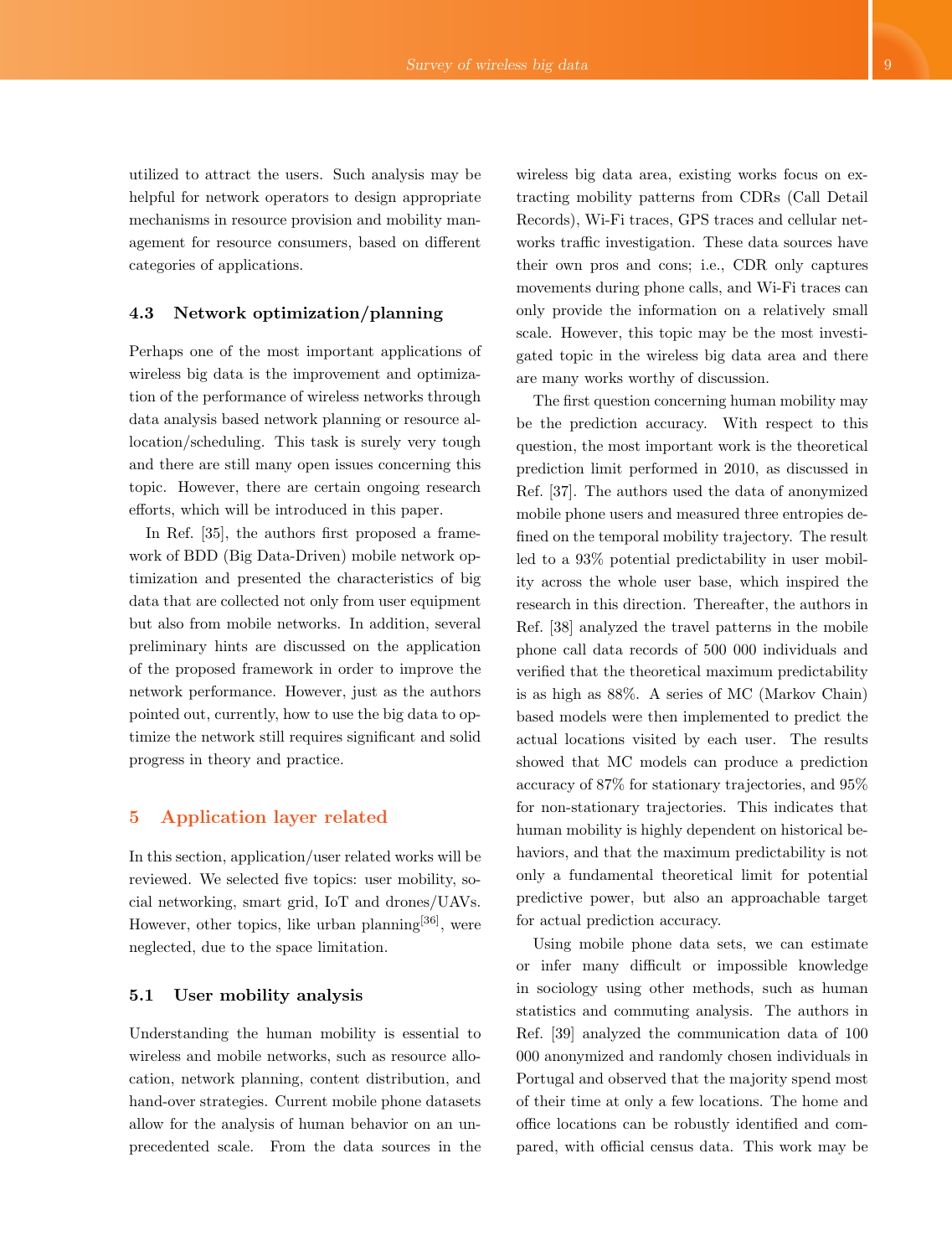utilized to attract the users. Such analysis may be helpful for network operators to design appropriate mechanisms in resource provision and mobility management for resource consumers, based on different categories of applications.

### 4.3 Network optimization/planning

Perhaps one of the most important applications of wireless big data is the improvement and optimization of the performance of wireless networks through data analysis based network planning or resource allocation/scheduling. This task is surely very tough and there are still many open issues concerning this topic. However, there are certain ongoing research efforts, which will be introduced in this paper.

In Ref. [35], the authors first proposed a framework of BDD (Big Data-Driven) mobile network optimization and presented the characteristics of big data that are collected not only from user equipment but also from mobile networks. In addition, several preliminary hints are discussed on the application of the proposed framework in order to improve the network performance. However, just as the authors pointed out, currently, how to use the big data to optimize the network still requires significant and solid progress in theory and practice.

## 5 Application layer related

In this section, application/user related works will be reviewed. We selected five topics: user mobility, social networking, smart grid, IoT and drones/UAVs. However, other topics, like urban planning[36], were neglected, due to the space limitation.

### 5.1 User mobility analysis

Understanding the human mobility is essential to wireless and mobile networks, such as resource allocation, network planning, content distribution, and hand-over strategies. Current mobile phone datasets allow for the analysis of human behavior on an unprecedented scale. From the data sources in the wireless big data area, existing works focus on extracting mobility patterns from CDRs (Call Detail Records), Wi-Fi traces, GPS traces and cellular networks traffic investigation. These data sources have their own pros and cons; i.e., CDR only captures movements during phone calls, and Wi-Fi traces can only provide the information on a relatively small scale. However, this topic may be the most investigated topic in the wireless big data area and there are many works worthy of discussion.

The first question concerning human mobility may be the prediction accuracy. With respect to this question, the most important work is the theoretical prediction limit performed in 2010, as discussed in Ref. [37]. The authors used the data of anonymized mobile phone users and measured three entropies defined on the temporal mobility trajectory. The result led to a 93% potential predictability in user mobility across the whole user base, which inspired the research in this direction. Thereafter, the authors in Ref. [38] analyzed the travel patterns in the mobile phone call data records of 500 000 individuals and verified that the theoretical maximum predictability is as high as 88%. A series of MC (Markov Chain) based models were then implemented to predict the actual locations visited by each user. The results showed that MC models can produce a prediction accuracy of 87% for stationary trajectories, and 95% for non-stationary trajectories. This indicates that human mobility is highly dependent on historical behaviors, and that the maximum predictability is not only a fundamental theoretical limit for potential predictive power, but also an approachable target for actual prediction accuracy.

Using mobile phone data sets, we can estimate or infer many difficult or impossible knowledge in sociology using other methods, such as human statistics and commuting analysis. The authors in Ref. [39] analyzed the communication data of 100 000 anonymized and randomly chosen individuals in Portugal and observed that the majority spend most of their time at only a few locations. The home and office locations can be robustly identified and compared, with official census data. This work may be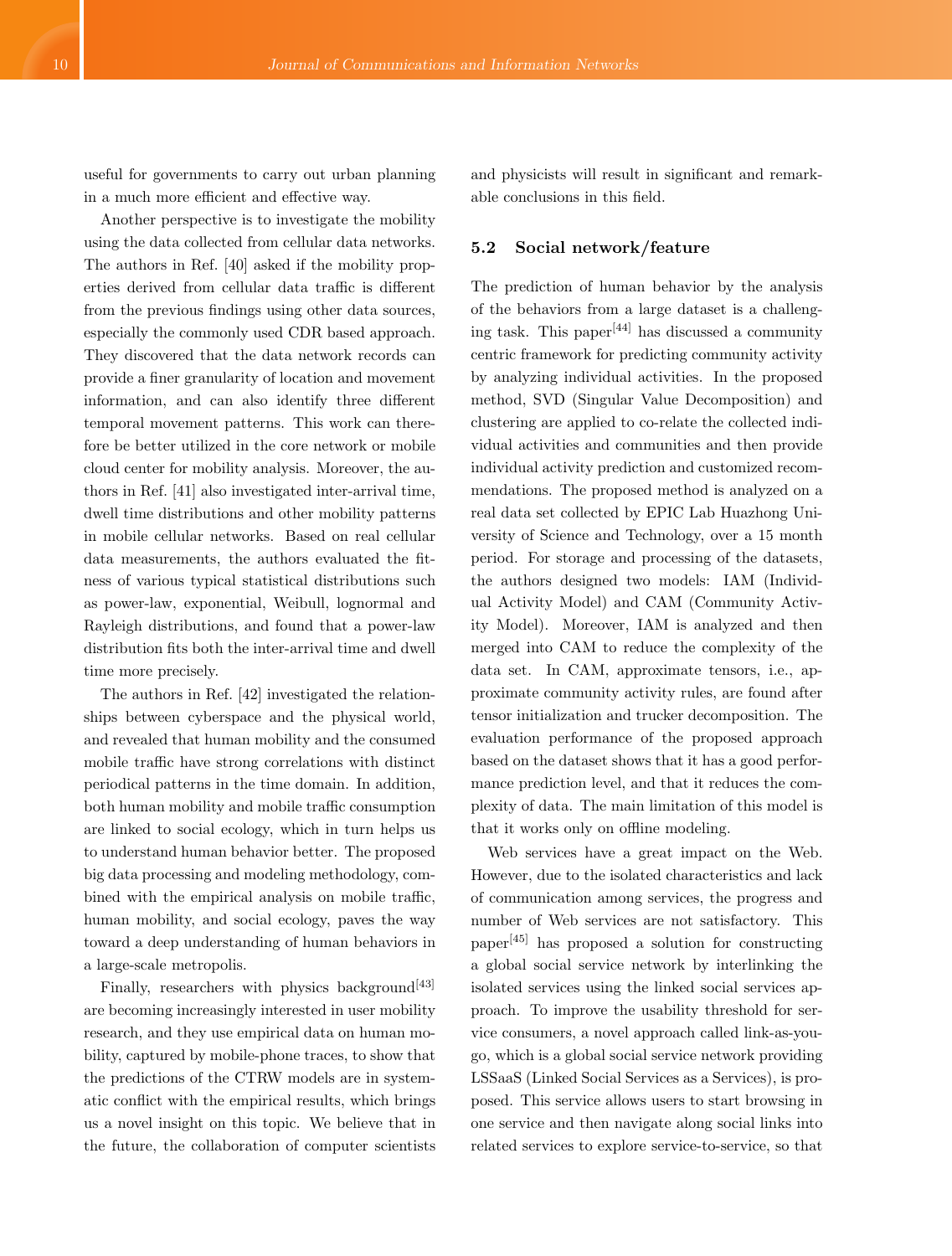useful for governments to carry out urban planning in a much more efficient and effective way.

Another perspective is to investigate the mobility using the data collected from cellular data networks. The authors in Ref. [40] asked if the mobility properties derived from cellular data traffic is different from the previous findings using other data sources, especially the commonly used CDR based approach. They discovered that the data network records can provide a finer granularity of location and movement information, and can also identify three different temporal movement patterns. This work can therefore be better utilized in the core network or mobile cloud center for mobility analysis. Moreover, the authors in Ref. [41] also investigated inter-arrival time, dwell time distributions and other mobility patterns in mobile cellular networks. Based on real cellular data measurements, the authors evaluated the fitness of various typical statistical distributions such as power-law, exponential, Weibull, lognormal and Rayleigh distributions, and found that a power-law distribution fits both the inter-arrival time and dwell time more precisely.

The authors in Ref. [42] investigated the relationships between cyberspace and the physical world, and revealed that human mobility and the consumed mobile traffic have strong correlations with distinct periodical patterns in the time domain. In addition, both human mobility and mobile traffic consumption are linked to social ecology, which in turn helps us to understand human behavior better. The proposed big data processing and modeling methodology, combined with the empirical analysis on mobile traffic, human mobility, and social ecology, paves the way toward a deep understanding of human behaviors in a large-scale metropolis.

Finally, researchers with physics background[43] are becoming increasingly interested in user mobility research, and they use empirical data on human mobility, captured by mobile-phone traces, to show that the predictions of the CTRW models are in systematic conflict with the empirical results, which brings us a novel insight on this topic. We believe that in the future, the collaboration of computer scientists and physicists will result in significant and remarkable conclusions in this field.

### 5.2 Social network/feature

The prediction of human behavior by the analysis of the behaviors from a large dataset is a challenging task. This paper[44] has discussed a community centric framework for predicting community activity by analyzing individual activities. In the proposed method, SVD (Singular Value Decomposition) and clustering are applied to co-relate the collected individual activities and communities and then provide individual activity prediction and customized recommendations. The proposed method is analyzed on a real data set collected by EPIC Lab Huazhong University of Science and Technology, over a 15 month period. For storage and processing of the datasets, the authors designed two models: IAM (Individual Activity Model) and CAM (Community Activity Model). Moreover, IAM is analyzed and then merged into CAM to reduce the complexity of the data set. In CAM, approximate tensors, i.e., approximate community activity rules, are found after tensor initialization and trucker decomposition. The evaluation performance of the proposed approach based on the dataset shows that it has a good performance prediction level, and that it reduces the complexity of data. The main limitation of this model is that it works only on offline modeling.

Web services have a great impact on the Web. However, due to the isolated characteristics and lack of communication among services, the progress and number of Web services are not satisfactory. This paper[45] has proposed a solution for constructing a global social service network by interlinking the isolated services using the linked social services approach. To improve the usability threshold for service consumers, a novel approach called link-as-you-go, which is a global social service network providing LSSaaS (Linked Social Services as a Services), is proposed. This service allows users to start browsing in one service and then navigate along social links into related services to explore service-to-service, so that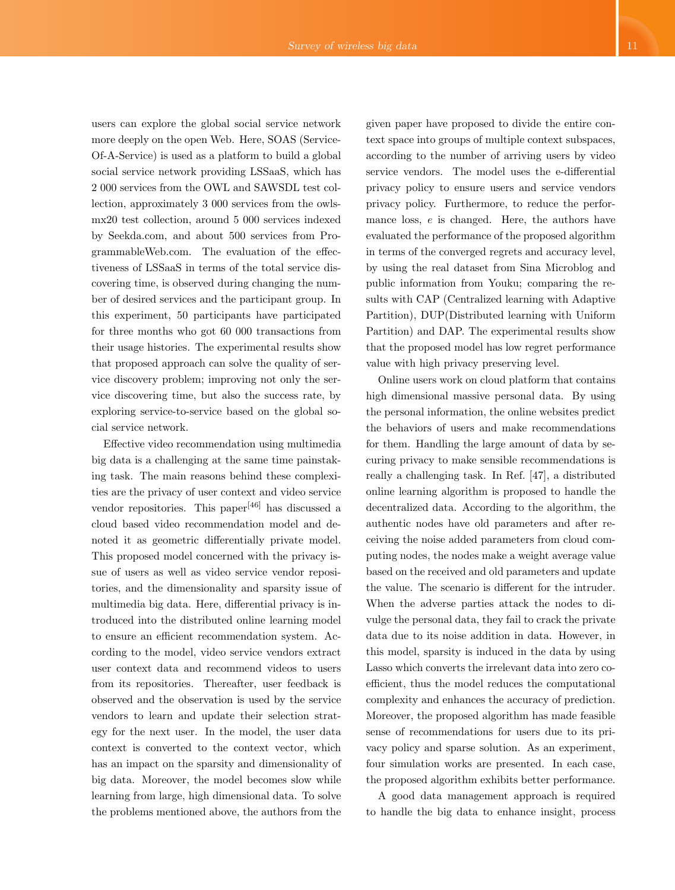users can explore the global social service network more deeply on the open Web. Here, SOAS (Service-Of-A-Service) is used as a platform to build a global social service network providing LSSaaS, which has 2 000 services from the OWL and SAWSDL test collection, approximately 3 000 services from the owls-mx20 test collection, around 5 000 services indexed by Seekda.com, and about 500 services from ProgrammableWeb.com. The evaluation of the effectiveness of LSSaaS in terms of the total service discovering time, is observed during changing the number of desired services and the participant group. In this experiment, 50 participants have participated for three months who got 60 000 transactions from their usage histories. The experimental results show that proposed approach can solve the quality of service discovery problem; improving not only the service discovering time, but also the success rate, by exploring service-to-service based on the global social service network.

Effective video recommendation using multimedia big data is a challenging at the same time painstaking task. The main reasons behind these complexities are the privacy of user context and video service vendor repositories. This paper[46] has discussed a cloud based video recommendation model and denoted it as geometric differentially private model. This proposed model concerned with the privacy issue of users as well as video service vendor repositories, and the dimensionality and sparsity issue of multimedia big data. Here, differential privacy is introduced into the distributed online learning model to ensure an efficient recommendation system. According to the model, video service vendors extract user context data and recommend videos to users from its repositories. Thereafter, user feedback is observed and the observation is used by the service vendors to learn and update their selection strategy for the next user. In the model, the user data context is converted to the context vector, which has an impact on the sparsity and dimensionality of big data. Moreover, the model becomes slow while learning from large, high dimensional data. To solve the problems mentioned above, the authors from the given paper have proposed to divide the entire context space into groups of multiple context subspaces, according to the number of arriving users by video service vendors. The model uses the e-differential privacy policy to ensure users and service vendors privacy policy. Furthermore, to reduce the performance loss, $e$ is changed. Here, the authors have evaluated the performance of the proposed algorithm in terms of the converged regrets and accuracy level, by using the real dataset from Sina Microblog and public information from Youku; comparing the results with CAP (Centralized learning with Adaptive Partition), DUP(Distributed learning with Uniform Partition) and DAP. The experimental results show that the proposed model has low regret performance value with high privacy preserving level.

Online users work on cloud platform that contains high dimensional massive personal data. By using the personal information, the online websites predict the behaviors of users and make recommendations for them. Handling the large amount of data by securing privacy to make sensible recommendations is really a challenging task. In Ref. [47], a distributed online learning algorithm is proposed to handle the decentralized data. According to the algorithm, the authentic nodes have old parameters and after receiving the noise added parameters from cloud computing nodes, the nodes make a weight average value based on the received and old parameters and update the value. The scenario is different for the intruder. When the adverse parties attack the nodes to divulge the personal data, they fail to crack the private data due to its noise addition in data. However, in this model, sparsity is induced in the data by using Lasso which converts the irrelevant data into zero coefficient, thus the model reduces the computational complexity and enhances the accuracy of prediction. Moreover, the proposed algorithm has made feasible sense of recommendations for users due to its privacy policy and sparse solution. As an experiment, four simulation works are presented. In each case, the proposed algorithm exhibits better performance.

A good data management approach is required to handle the big data to enhance insight, process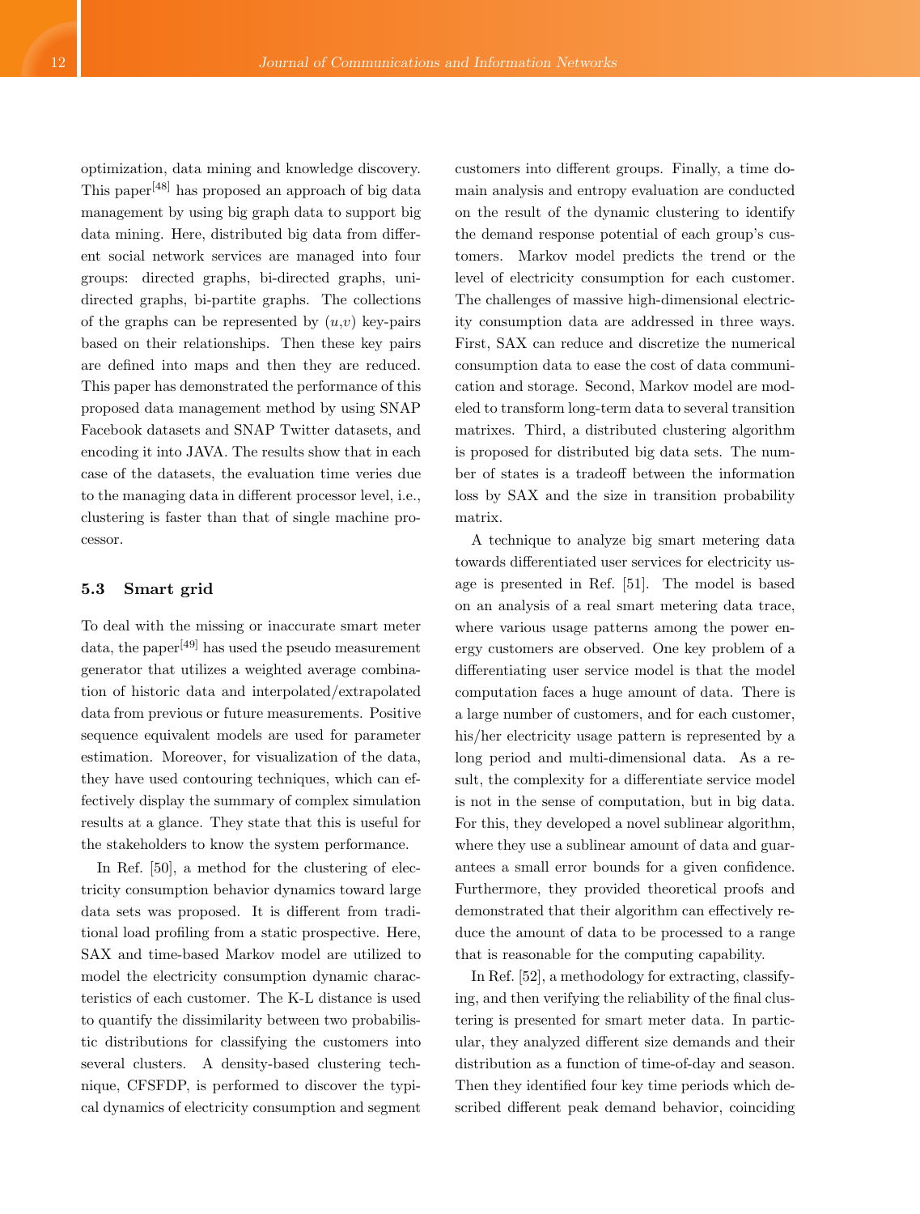optimization, data mining and knowledge discovery. This paper[48] has proposed an approach of big data management by using big graph data to support big data mining. Here, distributed big data from different social network services are managed into four groups: directed graphs, bi-directed graphs, undirected graphs, bi-partite graphs. The collections of the graphs can be represented by ($u$,$v$) key-pairs based on their relationships. Then these key pairs are defined into maps and then they are reduced. This paper has demonstrated the performance of this proposed data management method by using SNAP Facebook datasets and SNAP Twitter datasets, and encoding it into JAVA. The results show that in each case of the datasets, the evaluation time veries due to the managing data in different processor level, i.e., clustering is faster than that of single machine processor.

### 5.3 Smart grid

To deal with the missing or inaccurate smart meter data, the paper[49] has used the pseudo measurement generator that utilizes a weighted average combination of historic data and interpolated/extrapolated data from previous or future measurements. Positive sequence equivalent models are used for parameter estimation. Moreover, for visualization of the data, they have used contouring techniques, which can effectively display the summary of complex simulation results at a glance. They state that this is useful for the stakeholders to know the system performance.

In Ref. [50], a method for the clustering of electricity consumption behavior dynamics toward large data sets was proposed. It is different from traditional load profiling from a static prospective. Here, SAX and time-based Markov model are utilized to model the electricity consumption dynamic characteristics of each customer. The K-L distance is used to quantify the dissimilarity between two probabilistic distributions for classifying the customers into several clusters. A density-based clustering technique, CFSFDP, is performed to discover the typical dynamics of electricity consumption and segment customers into different groups. Finally, a time domain analysis and entropy evaluation are conducted on the result of the dynamic clustering to identify the demand response potential of each group's customers. Markov model predicts the trend or the level of electricity consumption for each customer. The challenges of massive high-dimensional electricity consumption data are addressed in three ways. First, SAX can reduce and discretize the numerical consumption data to ease the cost of data communication and storage. Second, Markov model are modeled to transform long-term data to several transition matrixes. Third, a distributed clustering algorithm is proposed for distributed big data sets. The number of states is a tradeoff between the information loss by SAX and the size in transition probability matrix.

A technique to analyze big smart metering data towards differentiated user services for electricity usage is presented in Ref. [51]. The model is based on an analysis of a real smart metering data trace, where various usage patterns among the power energy customers are observed. One key problem of a differentiating user service model is that the model computation faces a huge amount of data. There is a large number of customers, and for each customer, his/her electricity usage pattern is represented by a long period and multi-dimensional data. As a result, the complexity for a differentiate service model is not in the sense of computation, but in big data. For this, they developed a novel sublinear algorithm, where they use a sublinear amount of data and guarantees a small error bounds for a given confidence. Furthermore, they provided theoretical proofs and demonstrated that their algorithm can effectively reduce the amount of data to be processed to a range that is reasonable for the computing capability.

In Ref. [52], a methodology for extracting, classifying, and then verifying the reliability of the final clustering is presented for smart meter data. In particular, they analyzed different size demands and their distribution as a function of time-of-day and season. Then they identified four key time periods which described different peak demand behavior, coinciding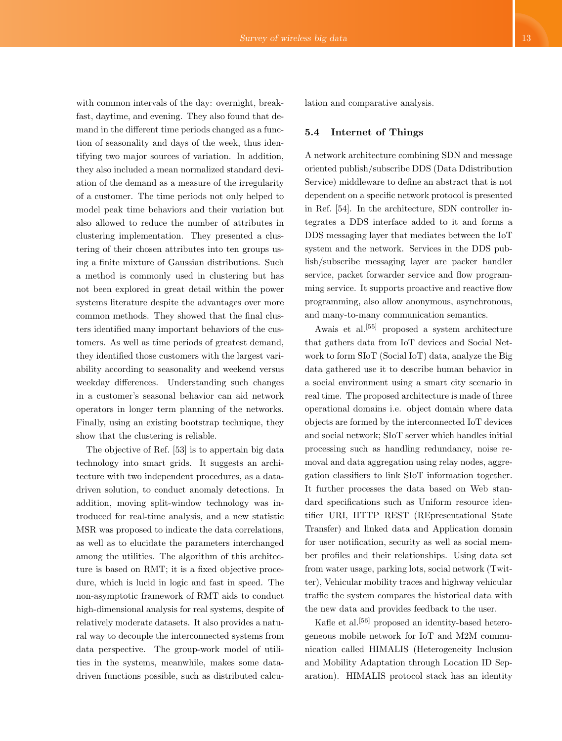with common intervals of the day: overnight, breakfast, daytime, and evening. They also found that demand in the different time periods changed as a function of seasonality and days of the week, thus identifying two major sources of variation. In addition, they also included a mean normalized standard deviation of the demand as a measure of the irregularity of a customer. The time periods not only helped to model peak time behaviors and their variation but also allowed to reduce the number of attributes in clustering implementation. They presented a clustering of their chosen attributes into ten groups using a finite mixture of Gaussian distributions. Such a method is commonly used in clustering but has not been explored in great detail within the power systems literature despite the advantages over more common methods. They showed that the final clusters identified many important behaviors of the customers. As well as time periods of greatest demand, they identified those customers with the largest variability according to seasonality and weekend versus weekday differences. Understanding such changes in a customer's seasonal behavior can aid network operators in longer term planning of the networks. Finally, using an existing bootstrap technique, they show that the clustering is reliable.

The objective of Ref. [53] is to appertain big data technology into smart grids. It suggests an architecture with two independent procedures, as a data-driven solution, to conduct anomaly detections. In addition, moving split-window technology was introduced for real-time analysis, and a new statistic MSR was proposed to indicate the data correlations, as well as to elucidate the parameters interchanged among the utilities. The algorithm of this architecture is based on RMT; it is a fixed objective procedure, which is lucid in logic and fast in speed. The non-asymptotic framework of RMT aids to conduct high-dimensional analysis for real systems, despite of relatively moderate datasets. It also provides a natural way to decouple the interconnected systems from data perspective. The group-work model of utilities in the systems, meanwhile, makes some data-driven functions possible, such as distributed calculation and comparative analysis.

### 5.4 Internet of Things

A network architecture combining SDN and message oriented publish/subscribe DDS (Data Ddistribution Service) middleware to define an abstract that is not dependent on a specific network protocol is presented in Ref. [54]. In the architecture, SDN controller integrates a DDS interface added to it and forms a DDS messaging layer that mediates between the IoT system and the network. Services in the DDS publish/subscribe messaging layer are packer handler service, packet forwarder service and flow programming service. It supports proactive and reactive flow programming, also allow anonymous, asynchronous, and many-to-many communication semantics.

Awais et al.[55] proposed a system architecture that gathers data from IoT devices and Social Network to form SIoT (Social IoT) data, analyze the Big data gathered use it to describe human behavior in a social environment using a smart city scenario in real time. The proposed architecture is made of three operational domains i.e. object domain where data objects are formed by the interconnected IoT devices and social network; SIoT server which handles initial processing such as handling redundancy, noise removal and data aggregation using relay nodes, aggregation classifiers to link SIoT information together. It further processes the data based on Web standard specifications such as Uniform resource identifier URI, HTTP REST (REpresentational State Transfer) and linked data and Application domain for user notification, security as well as social member profiles and their relationships. Using data set from water usage, parking lots, social network (Twitter), Vehicular mobility traces and highway vehicular traffic the system compares the historical data with the new data and provides feedback to the user.

Kafle et al.[56] proposed an identity-based heterogeneous mobile network for IoT and M2M communication called HIMALIS (Heterogeneity Inclusion and Mobility Adaptation through Location ID Separation). HIMALIS protocol stack has an identity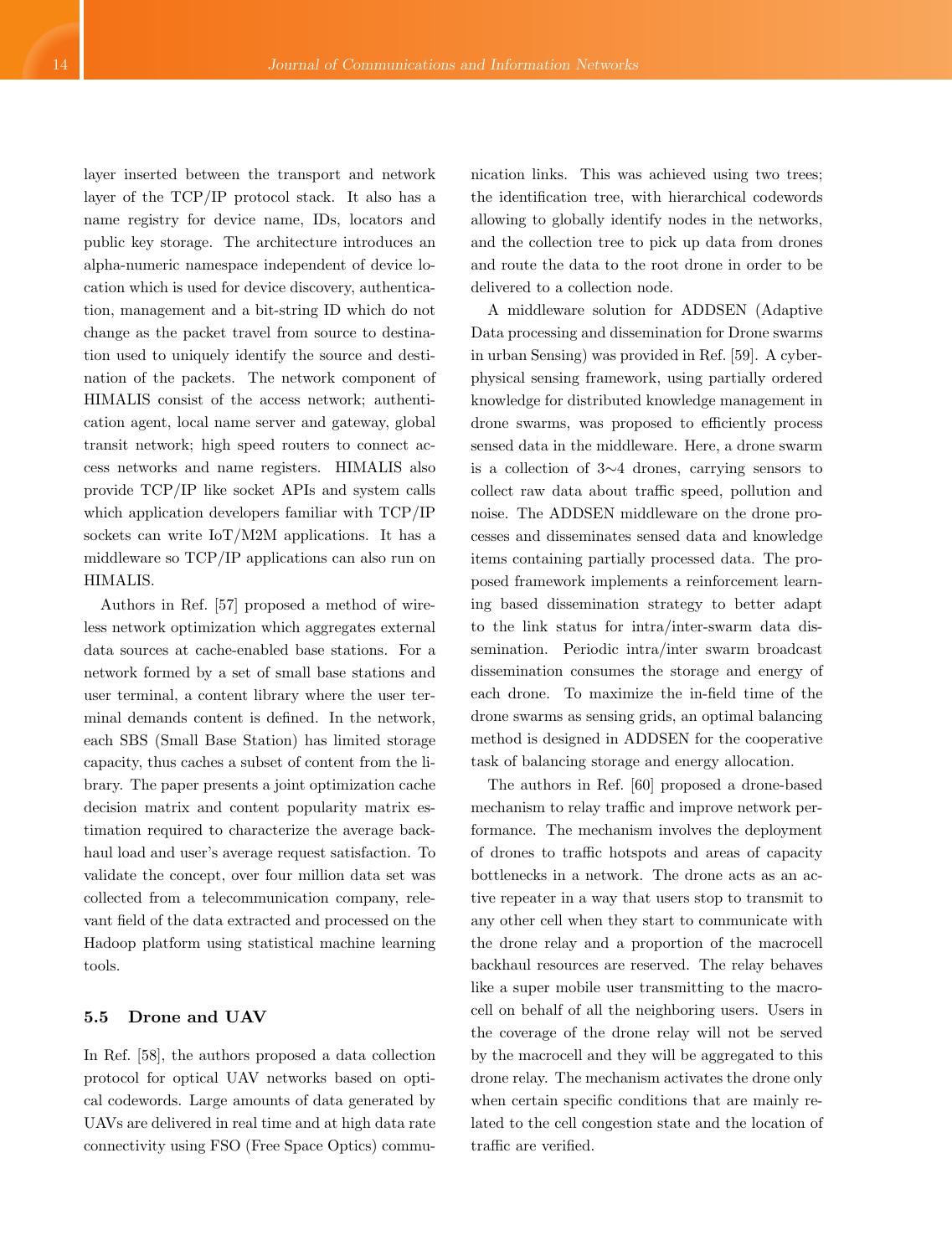layer inserted between the transport and network layer of the TCP/IP protocol stack. It also has a name registry for device name, IDs, locators and public key storage. The architecture introduces an alpha-numeric namespace independent of device location which is used for device discovery, authentication, management and a bit-string ID which do not change as the packet travel from source to destination used to uniquely identify the source and destination of the packets. The network component of HIMALIS consist of the access network; authentication agent, local name server and gateway, global transit network; high speed routers to connect access networks and name registers. HIMALIS also provide TCP/IP like socket APIs and system calls which application developers familiar with TCP/IP sockets can write IoT/M2M applications. It has a middleware so TCP/IP applications can also run on HIMALIS.

Authors in Ref. [57] proposed a method of wireless network optimization which aggregates external data sources at cache-enabled base stations. For a network formed by a set of small base stations and user terminal, a content library where the user terminal demands content is defined. In the network, each SBS (Small Base Station) has limited storage capacity, thus caches a subset of content from the library. The paper presents a joint optimization cache decision matrix and content popularity matrix estimation required to characterize the average backhaul load and user's average request satisfaction. To validate the concept, over four million data set was collected from a telecommunication company, relevant field of the data extracted and processed on the Hadoop platform using statistical machine learning tools.

### 5.5 Drone and UAV

In Ref. [58], the authors proposed a data collection protocol for optical UAV networks based on optical codewords. Large amounts of data generated by UAVs are delivered in real time and at high data rate connectivity using FSO (Free Space Optics) communication links. This was achieved using two trees; the identification tree, with hierarchical codewords allowing to globally identify nodes in the networks, and the collection tree to pick up data from drones and route the data to the root drone in order to be delivered to a collection node.

A middleware solution for ADDSEN (Adaptive Data processing and dissemination for Drone swarms in urban Sensing) was provided in Ref. [59]. A cyber-physical sensing framework, using partially ordered knowledge for distributed knowledge management in drone swarms, was proposed to efficiently process sensed data in the middleware. Here, a drone swarm is a collection of 3∼4 drones, carrying sensors to collect raw data about traffic speed, pollution and noise. The ADDSEN middleware on the drone processes and disseminates sensed data and knowledge items containing partially processed data. The proposed framework implements a reinforcement learning based dissemination strategy to better adapt to the link status for intra/inter-swarm data dissemination. Periodic intra/inter swarm broadcast dissemination consumes the storage and energy of each drone. To maximize the in-field time of the drone swarms as sensing grids, an optimal balancing method is designed in ADDSEN for the cooperative task of balancing storage and energy allocation.

The authors in Ref. [60] proposed a drone-based mechanism to relay traffic and improve network performance. The mechanism involves the deployment of drones to traffic hotspots and areas of capacity bottlenecks in a network. The drone acts as an active repeater in a way that users stop to transmit to any other cell when they start to communicate with the drone relay and a proportion of the macrocell backhaul resources are reserved. The relay behaves like a super mobile user transmitting to the macrocell on behalf of all the neighboring users. Users in the coverage of the drone relay will not be served by the macrocell and they will be aggregated to this drone relay. The mechanism activates the drone only when certain specific conditions that are mainly related to the cell congestion state and the location of traffic are verified.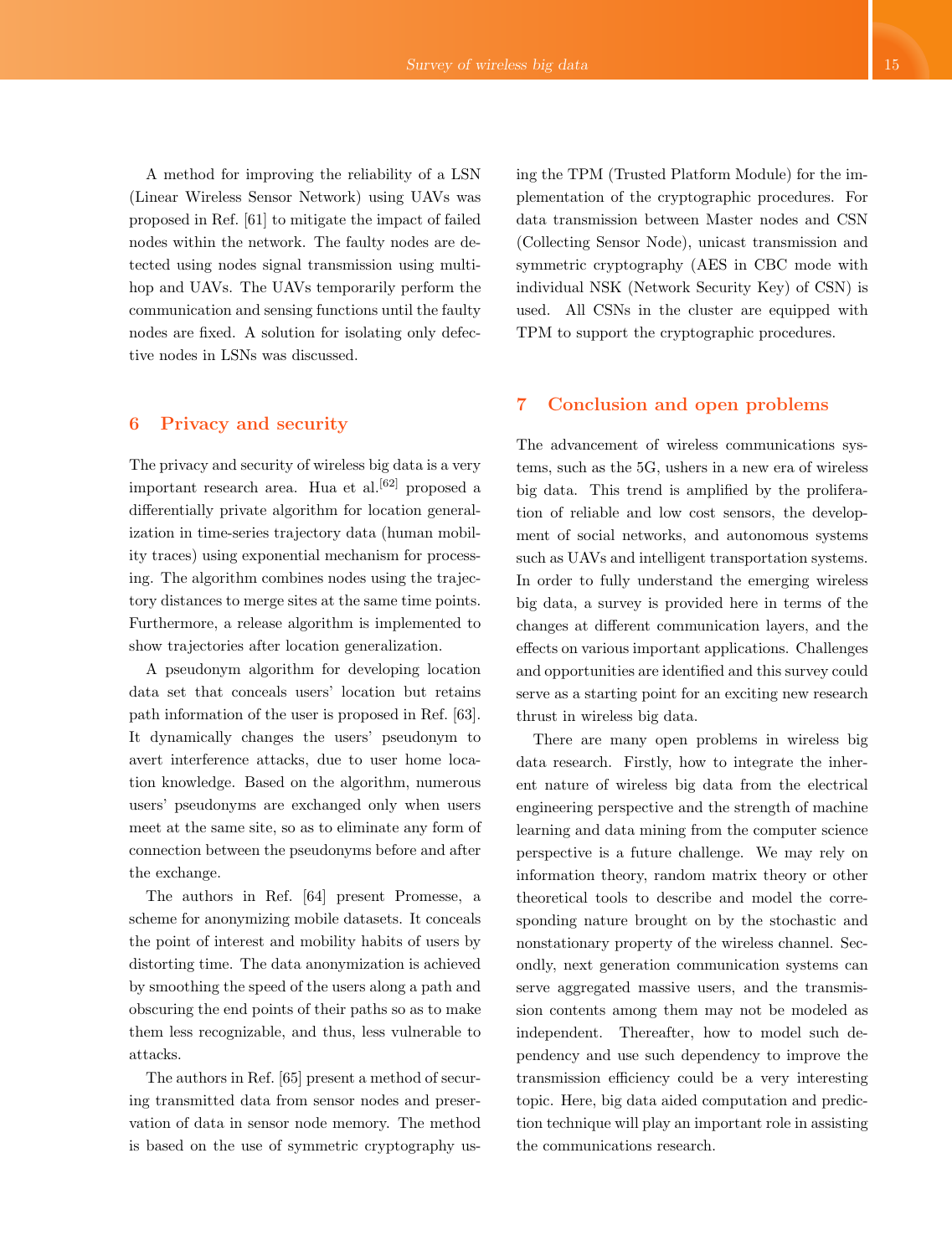A method for improving the reliability of a LSN (Linear Wireless Sensor Network) using UAVs was proposed in Ref. [61] to mitigate the impact of failed nodes within the network. The faulty nodes are detected using nodes signal transmission using multi-hop and UAVs. The UAVs temporarily perform the communication and sensing functions until the faulty nodes are fixed. A solution for isolating only defective nodes in LSNs was discussed.

## 6 Privacy and security

The privacy and security of wireless big data is a very important research area. Hua et al.[62] proposed a differentially private algorithm for location generalization in time-series trajectory data (human mobility traces) using exponential mechanism for processing. The algorithm combines nodes using the trajectory distances to merge sites at the same time points. Furthermore, a release algorithm is implemented to show trajectories after location generalization.

A pseudonym algorithm for developing location data set that conceals users' location but retains path information of the user is proposed in Ref. [63]. It dynamically changes the users' pseudonym to avert interference attacks, due to user home location knowledge. Based on the algorithm, numerous users' pseudonyms are exchanged only when users meet at the same site, so as to eliminate any form of connection between the pseudonyms before and after the exchange.

The authors in Ref. [64] present Promesse, a scheme for anonymizing mobile datasets. It conceals the point of interest and mobility habits of users by distorting time. The data anonymization is achieved by smoothing the speed of the users along a path and obscuring the end points of their paths so as to make them less recognizable, and thus, less vulnerable to attacks.

The authors in Ref. [65] present a method of securing transmitted data from sensor nodes and preservation of data in sensor node memory. The method is based on the use of symmetric cryptography using the TPM (Trusted Platform Module) for the implementation of the cryptographic procedures. For data transmission between Master nodes and CSN (Collecting Sensor Node), unicast transmission and symmetric cryptography (AES in CBC mode with individual NSK (Network Security Key) of CSN) is used. All CSNs in the cluster are equipped with TPM to support the cryptographic procedures.

## 7 Conclusion and open problems

The advancement of wireless communications systems, such as the 5G, ushers in a new era of wireless big data. This trend is amplified by the proliferation of reliable and low cost sensors, the development of social networks, and autonomous systems such as UAVs and intelligent transportation systems. In order to fully understand the emerging wireless big data, a survey is provided here in terms of the changes at different communication layers, and the effects on various important applications. Challenges and opportunities are identified and this survey could serve as a starting point for an exciting new research thrust in wireless big data.

There are many open problems in wireless big data research. Firstly, how to integrate the inherent nature of wireless big data from the electrical engineering perspective and the strength of machine learning and data mining from the computer science perspective is a future challenge. We may rely on information theory, random matrix theory or other theoretical tools to describe and model the corresponding nature brought on by the stochastic and nonstationary property of the wireless channel. Secondly, next generation communication systems can serve aggregated massive users, and the transmission contents among them may not be modeled as independent. Thereafter, how to model such dependency and use such dependency to improve the transmission efficiency could be a very interesting topic. Here, big data aided computation and prediction technique will play an important role in assisting the communications research.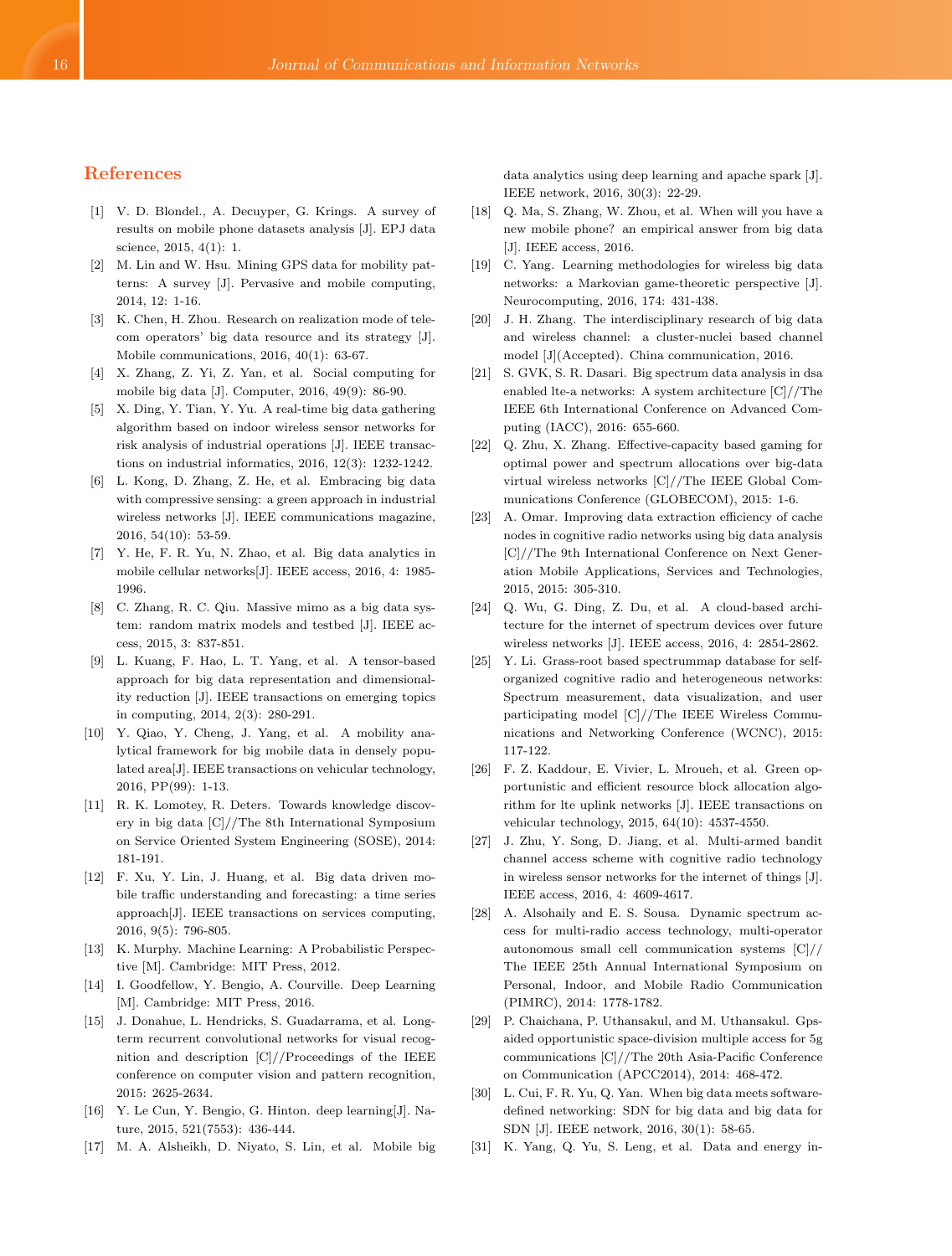## References

[1] V. D. Blondel., A. Decuyper, G. Krings. A survey of results on mobile phone datasets analysis [J]. EPJ data science, 2015, 4(1): 1.

[2] M. Lin and W. Hsu. Mining GPS data for mobility patterns: A survey [J]. Pervasive and mobile computing, 2014, 12: 1-16.

[3] K. Chen, H. Zhou. Research on realization mode of telecom operators' big data resource and its strategy [J]. Mobile communications, 2016, 40(1): 63-67.

[4] X. Zhang, Z. Yi, Z. Yan, et al. Social computing for mobile big data [J]. Computer, 2016, 49(9): 86-90.

[5] X. Ding, Y. Tian, Y. Yu. A real-time big data gathering algorithm based on indoor wireless sensor networks for risk analysis of industrial operations [J]. IEEE transactions on industrial informatics, 2016, 12(3): 1232-1242.

[6] L. Kong, D. Zhang, Z. He, et al. Embracing big data with compressive sensing: a green approach in industrial wireless networks [J]. IEEE communications magazine, 2016, 54(10): 53-59.

[7] Y. He, F. R. Yu, N. Zhao, et al. Big data analytics in mobile cellular networks[J]. IEEE access, 2016, 4: 1985-1996.

[8] C. Zhang, R. C. Qiu. Massive mimo as a big data system: random matrix models and testbed [J]. IEEE access, 2015, 3: 837-851.

[9] L. Kuang, F. Hao, L. T. Yang, et al. A tensor-based approach for big data representation and dimensionality reduction [J]. IEEE transactions on emerging topics in computing, 2014, 2(3): 280-291.

[10] Y. Qiao, Y. Cheng, J. Yang, et al. A mobility analytical framework for big mobile data in densely populated area[J]. IEEE transactions on vehicular technology, 2016, PP(99): 1-13.

[11] R. K. Lomotey, R. Deters. Towards knowledge discovery in big data [C]//The 8th International Symposium on Service Oriented System Engineering (SOSE), 2014: 181-191.

[12] F. Xu, Y. Lin, J. Huang, et al. Big data driven mobile traffic understanding and forecasting: a time series approach[J]. IEEE transactions on services computing, 2016, 9(5): 796-805.

[13] K. Murphy. Machine Learning: A Probabilistic Perspective [M]. Cambridge: MIT Press, 2012.

[14] I. Goodfellow, Y. Bengio, A. Courville. Deep Learning [M]. Cambridge: MIT Press, 2016.

[15] J. Donahue, L. Hendricks, S. Guadarrama, et al. Long-term recurrent convolutional networks for visual recognition and description [C]//Proceedings of the IEEE conference on computer vision and pattern recognition, 2015: 2625-2634.

[16] Y. Le Cun, Y. Bengio, G. Hinton. deep learning[J]. Nature, 2015, 521(7553): 436-444.

[17] M. A. Alsheikh, D. Niyato, S. Lin, et al. Mobile big data analytics using deep learning and apache spark [J]. IEEE network, 2016, 30(3): 22-29.

[18] Q. Ma, S. Zhang, W. Zhou, et al. When will you have a new mobile phone? an empirical answer from big data [J]. IEEE access, 2016.

[19] C. Yang. Learning methodologies for wireless big data networks: a Markovian game-theoretic perspective [J]. Neurocomputing, 2016, 174: 431-438.

[20] J. H. Zhang. The interdisciplinary research of big data and wireless channel: a cluster-nuclei based channel model [J](Accepted). China communication, 2016.

[21] S. GVK, S. R. Dasari. Big spectrum data analysis in dsa enabled lte-a networks: A system architecture [C]//The IEEE 6th International Conference on Advanced Computing (IACC), 2016: 655-660.

[22] Q. Zhu, X. Zhang. Effective-capacity based gaming for optimal power and spectrum allocations over big-data virtual wireless networks [C]//The IEEE Global Communications Conference (GLOBECOM), 2015: 1-6.

[23] A. Omar. Improving data extraction efficiency of cache nodes in cognitive radio networks using big data analysis [C]//The 9th International Conference on Next Generation Mobile Applications, Services and Technologies, 2015, 2015: 305-310.

[24] Q. Wu, G. Ding, Z. Du, et al. A cloud-based architecture for the internet of spectrum devices over future wireless networks [J]. IEEE access, 2016, 4: 2854-2862.

[25] Y. Li. Grass-root based spectrummap database for self-organized cognitive radio and heterogeneous networks: Spectrum measurement, data visualization, and user participating model [C]//The IEEE Wireless Communications and Networking Conference (WCNC), 2015: 117-122.

[26] F. Z. Kaddour, E. Vivier, L. Mroueh, et al. Green opportunistic and efficient resource block allocation algorithm for lte uplink networks [J]. IEEE transactions on vehicular technology, 2015, 64(10): 4537-4550.

[27] J. Zhu, Y. Song, D. Jiang, et al. Multi-armed bandit channel access scheme with cognitive radio technology in wireless sensor networks for the internet of things [J]. IEEE access, 2016, 4: 4609-4617.

[28] A. Alsohaily and E. S. Sousa. Dynamic spectrum access for multi-radio access technology, multi-operator autonomous small cell communication systems [C]//The IEEE 25th Annual International Symposium on Personal, Indoor, and Mobile Radio Communication (PIMRC), 2014: 1778-1782.

[29] P. Chaichana, P. Uthansakul, and M. Uthansakul. Gps-aided opportunistic space-division multiple access for 5g communications [C]//The 20th Asia-Pacific Conference on Communication (APCC2014), 2014: 468-472.

[30] L. Cui, F. R. Yu, Q. Yan. When big data meets software-defined networking: SDN for big data and big data for SDN [J]. IEEE network, 2016, 30(1): 58-65.

[31] K. Yang, Q. Yu, S. Leng, et al. Data and energy in-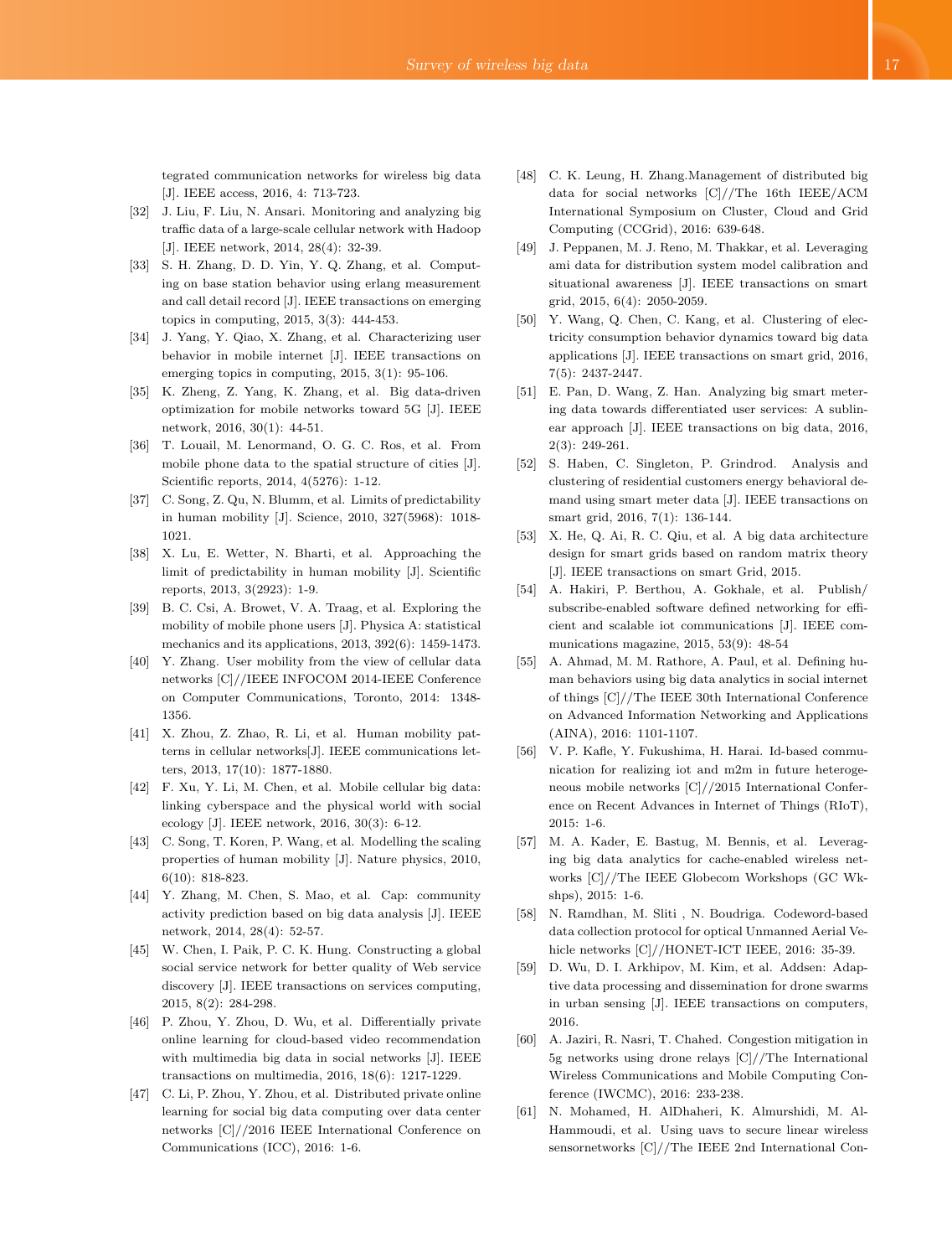tegrated communication networks for wireless big data [J]. IEEE access, 2016, 4: 713-723.

[32] J. Liu, F. Liu, N. Ansari. Monitoring and analyzing big traffic data of a large-scale cellular network with Hadoop [J]. IEEE network, 2014, 28(4): 32-39.

[33] S. H. Zhang, D. D. Yin, Y. Q. Zhang, et al. Computing on base station behavior using erlang measurement and call detail record [J]. IEEE transactions on emerging topics in computing, 2015, 3(3): 444-453.

[34] J. Yang, Y. Qiao, X. Zhang, et al. Characterizing user behavior in mobile internet [J]. IEEE transactions on emerging topics in computing, 2015, 3(1): 95-106.

[35] K. Zheng, Z. Yang, K. Zhang, et al. Big data-driven optimization for mobile networks toward 5G [J]. IEEE network, 2016, 30(1): 44-51.

[36] T. Louail, M. Lenormand, O. G. C. Ros, et al. From mobile phone data to the spatial structure of cities [J]. Scientific reports, 2014, 4(5276): 1-12.

[37] C. Song, Z. Qu, N. Blumm, et al. Limits of predictability in human mobility [J]. Science, 2010, 327(5968): 1018-1021.

[38] X. Lu, E. Wetter, N. Bharti, et al. Approaching the limit of predictability in human mobility [J]. Scientific reports, 2013, 3(2923): 1-9.

[39] B. C. Csi, A. Browet, V. A. Traag, et al. Exploring the mobility of mobile phone users [J]. Physica A: statistical mechanics and its applications, 2013, 392(6): 1459-1473.

[40] Y. Zhang. User mobility from the view of cellular data networks [C]//IEEE INFOCOM 2014-IEEE Conference on Computer Communications, Toronto, 2014: 1348-1356.

[41] X. Zhou, Z. Zhao, R. Li, et al. Human mobility patterns in cellular networks[J]. IEEE communications letters, 2013, 17(10): 1877-1880.

[42] F. Xu, Y. Li, M. Chen, et al. Mobile cellular big data: linking cyberspace and the physical world with social ecology [J]. IEEE network, 2016, 30(3): 6-12.

[43] C. Song, T. Koren, P. Wang, et al. Modelling the scaling properties of human mobility [J]. Nature physics, 2010, 6(10): 818-823.

[44] Y. Zhang, M. Chen, S. Mao, et al. Cap: community activity prediction based on big data analysis [J]. IEEE network, 2014, 28(4): 52-57.

[45] W. Chen, I. Paik, P. C. K. Hung. Constructing a global social service network for better quality of Web service discovery [J]. IEEE transactions on services computing, 2015, 8(2): 284-298.

[46] P. Zhou, Y. Zhou, D. Wu, et al. Differentially private online learning for cloud-based video recommendation with multimedia big data in social networks [J]. IEEE transactions on multimedia, 2016, 18(6): 1217-1229.

[47] C. Li, P. Zhou, Y. Zhou, et al. Distributed private online learning for social big data computing over data center networks [C]//2016 IEEE International Conference on Communications (ICC), 2016: 1-6.

[48] C. K. Leung, H. Zhang.Management of distributed big data for social networks [C]//The 16th IEEE/ACM International Symposium on Cluster, Cloud and Grid Computing (CCGrid), 2016: 639-648.

[49] J. Peppanen, M. J. Reno, M. Thakkar, et al. Leveraging ami data for distribution system model calibration and situational awareness [J]. IEEE transactions on smart grid, 2015, 6(4): 2050-2059.

[50] Y. Wang, Q. Chen, C. Kang, et al. Clustering of electricity consumption behavior dynamics toward big data applications [J]. IEEE transactions on smart grid, 2016, 7(5): 2437-2447.

[51] E. Pan, D. Wang, Z. Han. Analyzing big smart metering data towards differentiated user services: A sublinear approach [J]. IEEE transactions on big data, 2016, 2(3): 249-261.

[52] S. Haben, C. Singleton, P. Grindrod. Analysis and clustering of residential customers energy behavioral demand using smart meter data [J]. IEEE transactions on smart grid, 2016, 7(1): 136-144.

[53] X. He, Q. Ai, R. C. Qiu, et al. A big data architecture design for smart grids based on random matrix theory [J]. IEEE transactions on smart Grid, 2015.

[54] A. Hakiri, P. Berthou, A. Gokhale, et al. Publish/subscribe-enabled software defined networking for efficient and scalable iot communications [J]. IEEE communications magazine, 2015, 53(9): 48-54

[55] A. Ahmad, M. M. Rathore, A. Paul, et al. Defining human behaviors using big data analytics in social internet of things [C]//The IEEE 30th International Conference on Advanced Information Networking and Applications (AINA), 2016: 1101-1107.

[56] V. P. Kafle, Y. Fukushima, H. Harai. Id-based communication for realizing iot and m2m in future heterogeneous mobile networks [C]//2015 International Conference on Recent Advances in Internet of Things (RIoT), 2015: 1-6.

[57] M. A. Kader, E. Bastug, M. Bennis, et al. Leveraging big data analytics for cache-enabled wireless networks [C]//The IEEE Globecom Workshops (GC Wkshps), 2015: 1-6.

[58] N. Ramdhan, M. Sliti , N. Boudriga. Codeword-based data collection protocol for optical Unmanned Aerial Vehicle networks [C]//HONET-ICT IEEE, 2016: 35-39.

[59] D. Wu, D. I. Arkhipov, M. Kim, et al. Addsen: Adaptive data processing and dissemination for drone swarms in urban sensing [J]. IEEE transactions on computers, 2016.

[60] A. Jaziri, R. Nasri, T. Chahed. Congestion mitigation in 5g networks using drone relays [C]//The International Wireless Communications and Mobile Computing Conference (IWCMC), 2016: 233-238.

[61] N. Mohamed, H. AlDhaheri, K. Almurshidi, M. Al-Hammoudi, et al. Using uavs to secure linear wireless sensornetworks [C]//The IEEE 2nd International Con-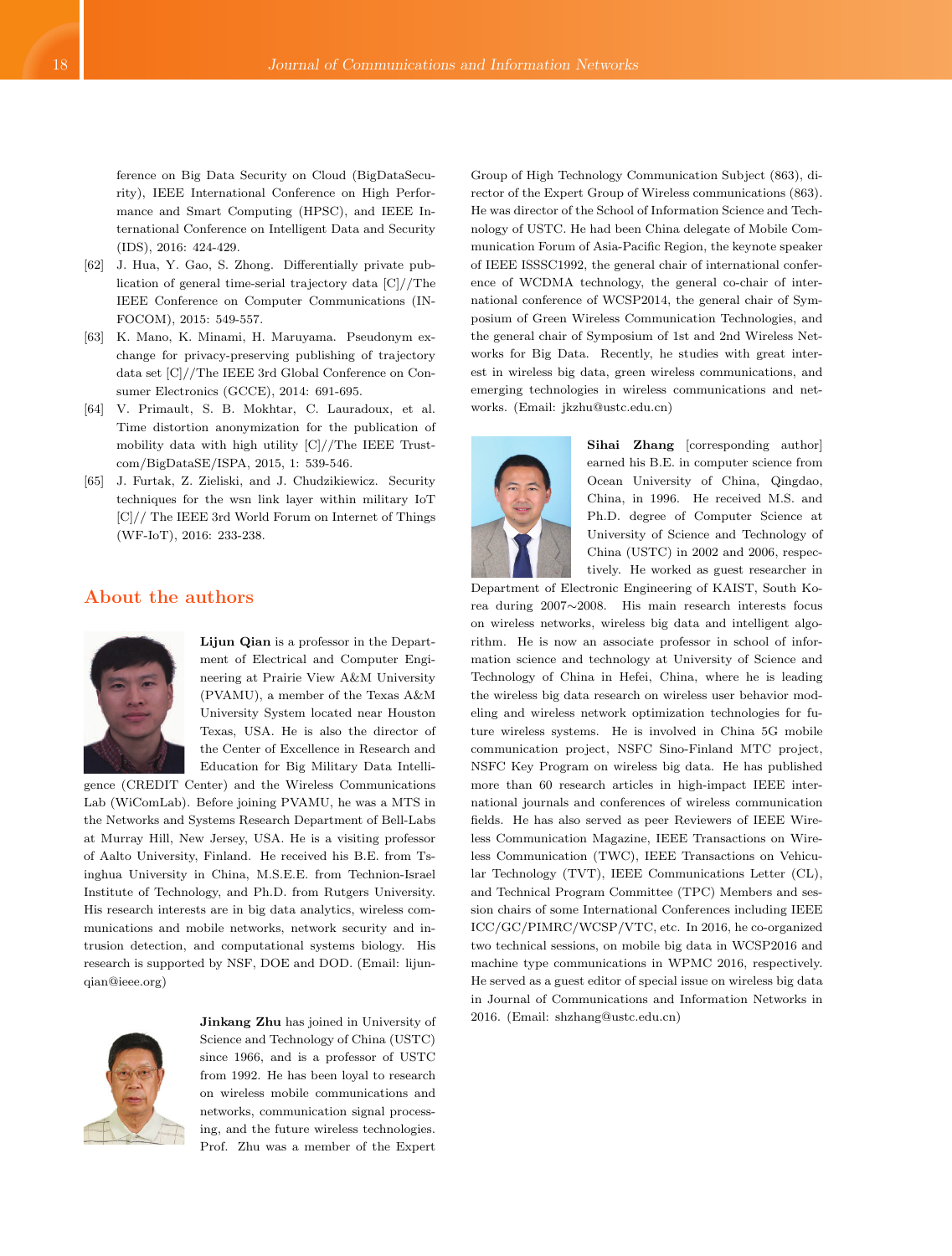ference on Big Data Security on Cloud (BigDataSecurity), IEEE International Conference on High Performance and Smart Computing (HPSC), and IEEE International Conference on Intelligent Data and Security (IDS), 2016: 424-429.

[62] J. Hua, Y. Gao, S. Zhong. Differentially private publication of general time-serial trajectory data [C]//The IEEE Conference on Computer Communications (INFOCOM), 2015: 549-557.

[63] K. Mano, K. Minami, H. Maruyama. Pseudonym exchange for privacy-preserving publishing of trajectory data set [C]//The IEEE 3rd Global Conference on Consumer Electronics (GCCE), 2014: 691-695.

[64] V. Primault, S. B. Mokhtar, C. Lauradoux, et al. Time distortion anonymization for the publication of mobility data with high utility [C]//The IEEE Trustcom/BigDataSE/ISPA, 2015, 1: 539-546.

[65] J. Furtak, Z. Zieliski, and J. Chudzikiewicz. Security techniques for the wsn link layer within military IoT [C]// The IEEE 3rd World Forum on Internet of Things (WF-IoT), 2016: 233-238.

## About the authors

**Lijun Qian** is a professor in the Department of Electrical and Computer Engineering at Prairie View A&M University (PVAMU), a member of the Texas A&M University System located near Houston Texas, USA. He is also the director of the Center of Excellence in Research and Education for Big Military Data Intelligence (CREDIT Center) and the Wireless Communications Lab (WiComLab). Before joining PVAMU, he was a MTS in the Networks and Systems Research Department of Bell-Labs at Murray Hill, New Jersey, USA. He is a visiting professor of Aalto University, Finland. He received his B.E. from Tsinghua University in China, M.S.E.E. from Technion-Israel Institute of Technology, and Ph.D. from Rutgers University. His research interests are in big data analytics, wireless communications and mobile networks, network security and intrusion detection, and computational systems biology. His research is supported by NSF, DOE and DOD. (Email: lijunqian@ieee.org)

**Jinkang Zhu** has joined in University of Science and Technology of China (USTC) since 1966, and is a professor of USTC from 1992. He has been loyal to research on wireless mobile communications and networks, communication signal processing, and the future wireless technologies. Prof. Zhu was a member of the Expert Group of High Technology Communication Subject (863), director of the Expert Group of Wireless communications (863). He was director of the School of Information Science and Technology of USTC. He had been China delegate of Mobile Communication Forum of Asia-Pacific Region, the keynote speaker of IEEE ISSSC1992, the general chair of international conference of WCDMA technology, the general co-chair of international conference of WCSP2014, the general chair of Symposium of Green Wireless Communication Technologies, and the general chair of Symposium of 1st and 2nd Wireless Networks for Big Data. Recently, he studies with great interest in wireless big data, green wireless communications, and emerging technologies in wireless communications and networks. (Email: jkzhu@ustc.edu.cn)

**Sihai Zhang** [corresponding author] earned his B.E. in computer science from Ocean University of China, Qingdao, China, in 1996. He received M.S. and Ph.D. degree of Computer Science at University of Science and Technology of China (USTC) in 2002 and 2006, respectively. He worked as guest researcher in Department of Electronic Engineering of KAIST, South Korea during 2007∼2008. His main research interests focus on wireless networks, wireless big data and intelligent algorithm. He is now an associate professor in school of information science and technology at University of Science and Technology of China in Hefei, China, where he is leading the wireless big data research on wireless user behavior modeling and wireless network optimization technologies for future wireless systems. He is involved in China 5G mobile communication project, NSFC Sino-Finland MTC project, NSFC Key Program on wireless big data. He has published more than 60 research articles in high-impact IEEE international journals and conferences of wireless communication fields. He has also served as peer Reviewers of IEEE Wireless Communication Magazine, IEEE Transactions on Wireless Communication (TWC), IEEE Transactions on Vehicular Technology (TVT), IEEE Communications Letter (CL), and Technical Program Committee (TPC) Members and session chairs of some International Conferences including IEEE ICC/GC/PIMRC/WCSP/VTC, etc. In 2016, he co-organized two technical sessions, on mobile big data in WCSP2016 and machine type communications in WPMC 2016, respectively. He served as a guest editor of special issue on wireless big data in Journal of Communications and Information Networks in 2016. (Email: shzhang@ustc.edu.cn)